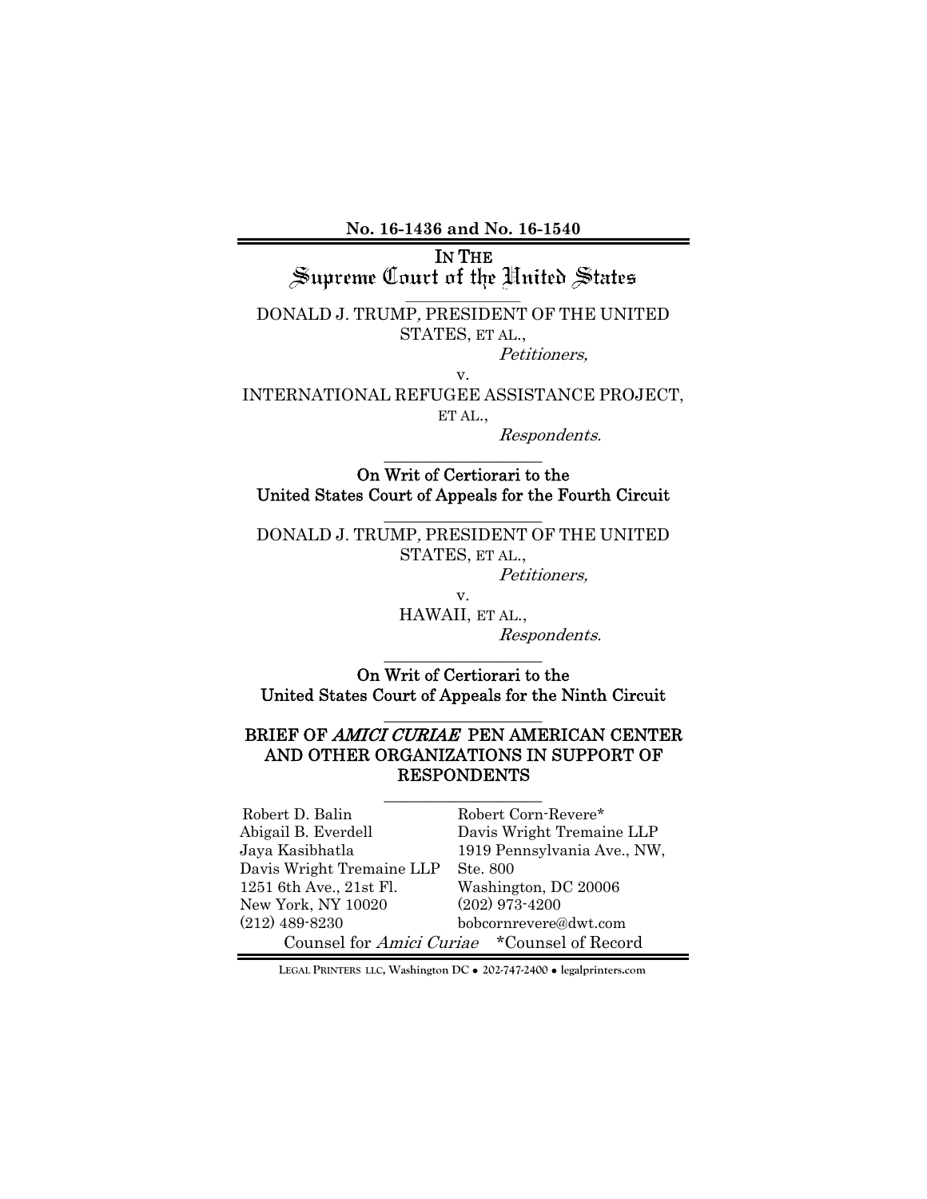**No. 16-1436 and No. 16-1540**

IN THE
Supreme Court of the United States

DONALD J. TRUMP, PRESIDENT OF THE UNITED STATES, ET AL.,

*Petitioners,*

v.

INTERNATIONAL REFUGEE ASSISTANCE PROJECT, ET AL.,

*Respondents.*

On Writ of Certiorari to the
United States Court of Appeals for the Fourth Circuit

DONALD J. TRUMP, PRESIDENT OF THE UNITED STATES, ET AL.,

*Petitioners,*

v.

HAWAII, ET AL.,

*Respondents.*

On Writ of Certiorari to the
United States Court of Appeals for the Ninth Circuit

**BRIEF OF *AMICI CURIAE* PEN AMERICAN CENTER AND OTHER ORGANIZATIONS IN SUPPORT OF RESPONDENTS**

Robert D. Balin
Abigail B. Everdell
Jaya Kasibhatla
Davis Wright Tremaine LLP
1251 6th Ave., 21st Fl.
New York, NY 10020
(212) 489-8230

Robert Corn-Revere*
Davis Wright Tremaine LLP
1919 Pennsylvania Ave., NW, Ste. 800
Washington, DC 20006
(202) 973-4200
bobcornrevere@dwt.com

Counsel for *Amici Curiae* *Counsel of Record

LEGAL PRINTERS LLC, Washington DC • 202-747-2400 • legalprinters.com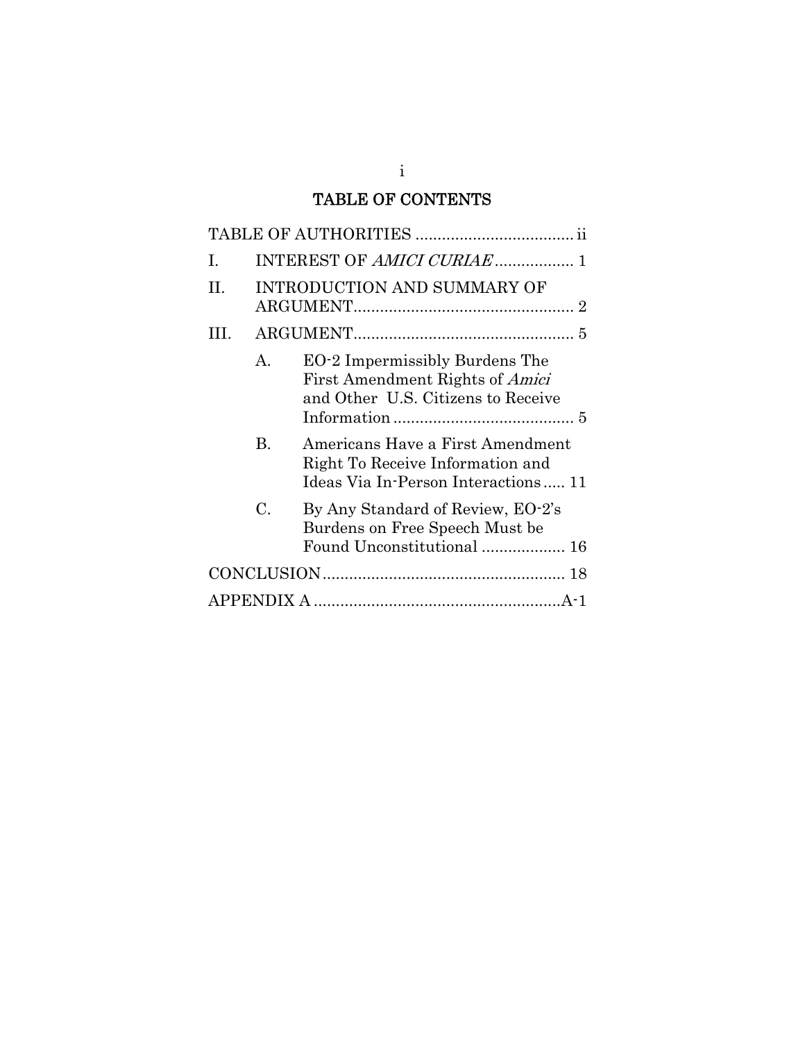# TABLE OF CONTENTS

TABLE OF AUTHORITIES .................................... ii

I. INTEREST OF *AMICI CURIAE* .................. 1

II. INTRODUCTION AND SUMMARY OF ARGUMENT.................................................. 2

III. ARGUMENT.................................................. 5

- A. EO-2 Impermissibly Burdens The First Amendment Rights of *Amici* and Other U.S. Citizens to Receive Information .......................................... 5
- B. Americans Have a First Amendment Right To Receive Information and Ideas Via In-Person Interactions ..... 11
- C. By Any Standard of Review, EO-2's Burdens on Free Speech Must be Found Unconstitutional ................... 16

CONCLUSION...................................................... 18

APPENDIX A .......................................................A-1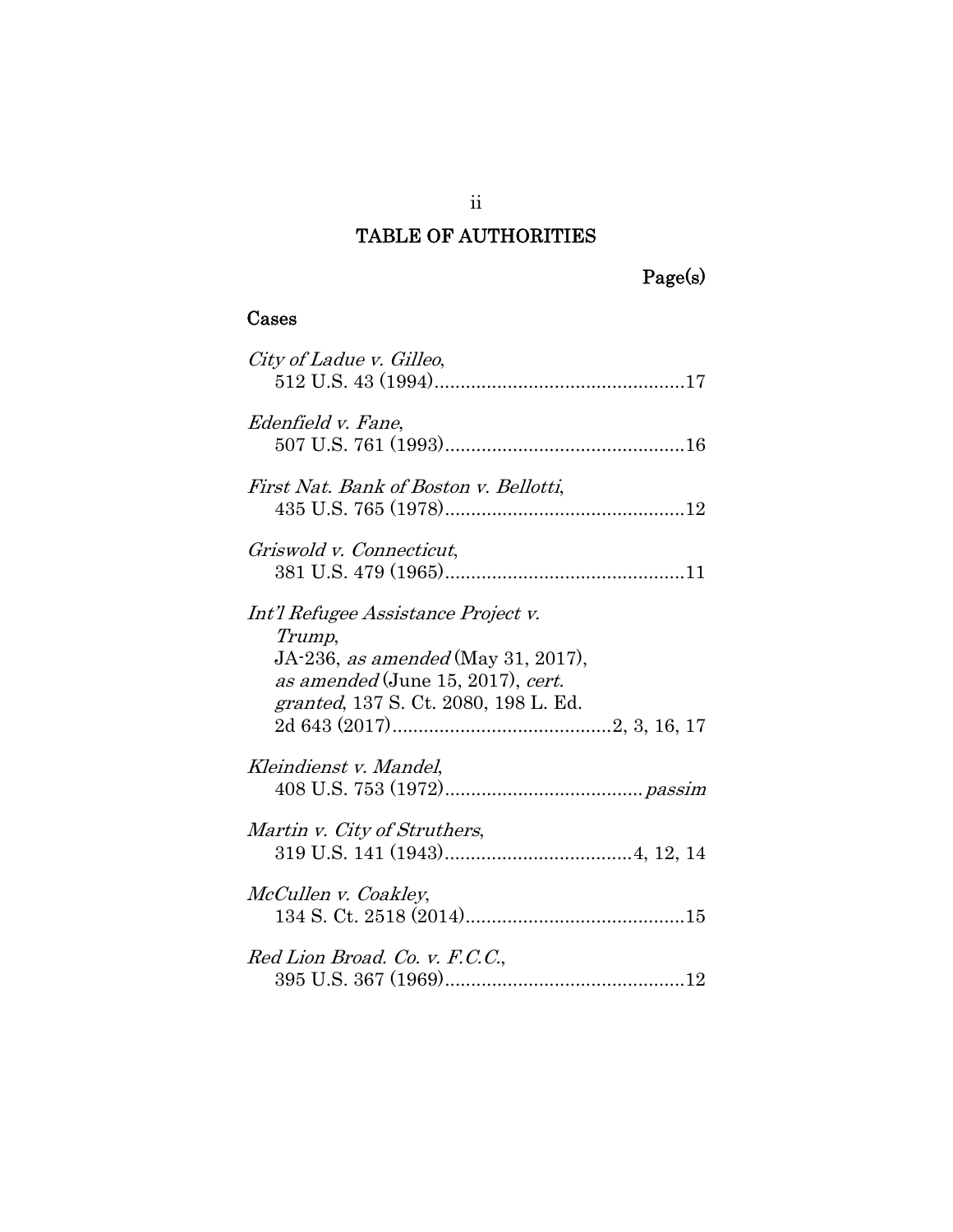## TABLE OF AUTHORITIES

Page(s)

### Cases

*City of Ladue v. Gilleo*,
512 U.S. 43 (1994)................................................17

*Edenfield v. Fane*,
507 U.S. 761 (1993)..............................................16

*First Nat. Bank of Boston v. Bellotti*,
435 U.S. 765 (1978)..............................................12

*Griswold v. Connecticut*,
381 U.S. 479 (1965)..............................................11

*Int'l Refugee Assistance Project v. Trump*,
JA-236, *as amended* (May 31, 2017), *as amended* (June 15, 2017), *cert. granted*, 137 S. Ct. 2080, 198 L. Ed. 2d 643 (2017)..........................................2, 3, 16, 17

*Kleindienst v. Mandel*,
408 U.S. 753 (1972)......................................*passim*

*Martin v. City of Struthers*,
319 U.S. 141 (1943)....................................4, 12, 14

*McCullen v. Coakley*,
134 S. Ct. 2518 (2014)..........................................15

*Red Lion Broad. Co. v. F.C.C.*,
395 U.S. 367 (1969)..............................................12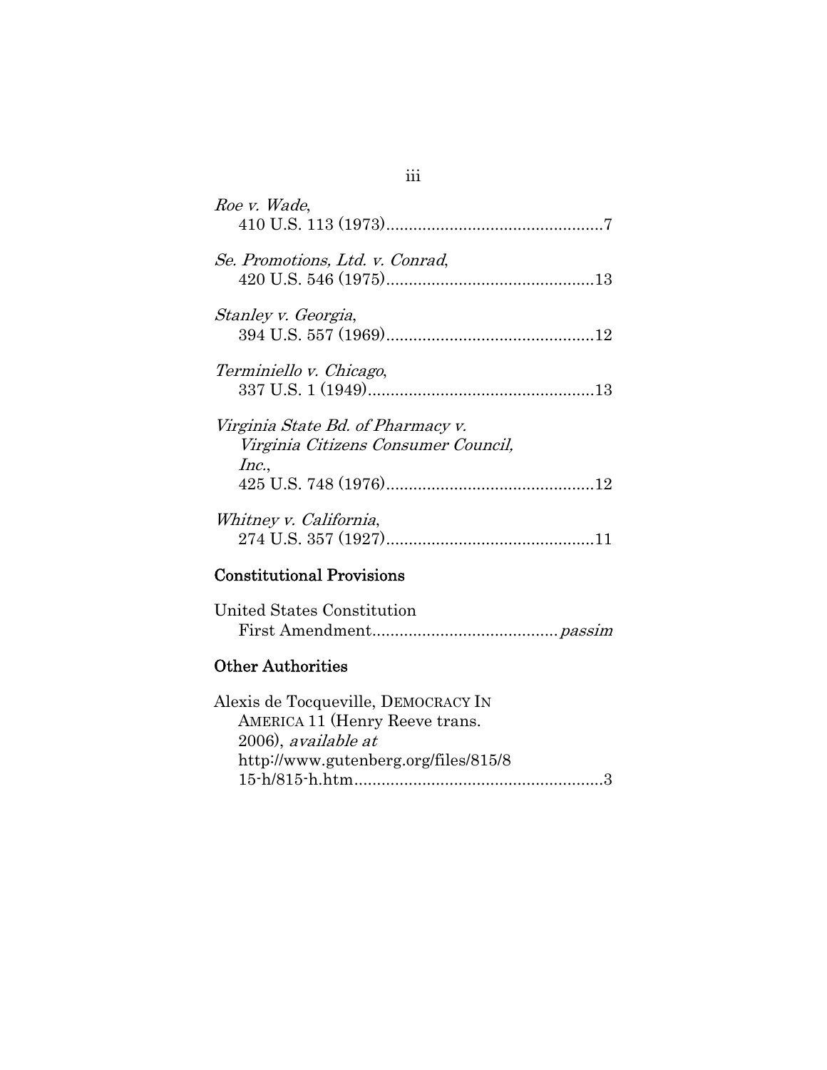*Roe v. Wade*,
410 U.S. 113 (1973)...............................................7

*Se. Promotions, Ltd. v. Conrad*,
420 U.S. 546 (1975).............................................13

*Stanley v. Georgia*,
394 U.S. 557 (1969).............................................12

*Terminiello v. Chicago*,
337 U.S. 1 (1949).................................................13

*Virginia State Bd. of Pharmacy v. Virginia Citizens Consumer Council, Inc.*,
425 U.S. 748 (1976).............................................12

*Whitney v. California*,
274 U.S. 357 (1927).............................................11

## Constitutional Provisions

United States Constitution
First Amendment........................................*passim*

## Other Authorities

Alexis de Tocqueville, DEMOCRACY IN AMERICA 11 (Henry Reeve trans. 2006), *available at* http://www.gutenberg.org/files/815/815-h/815-h.htm......................................................3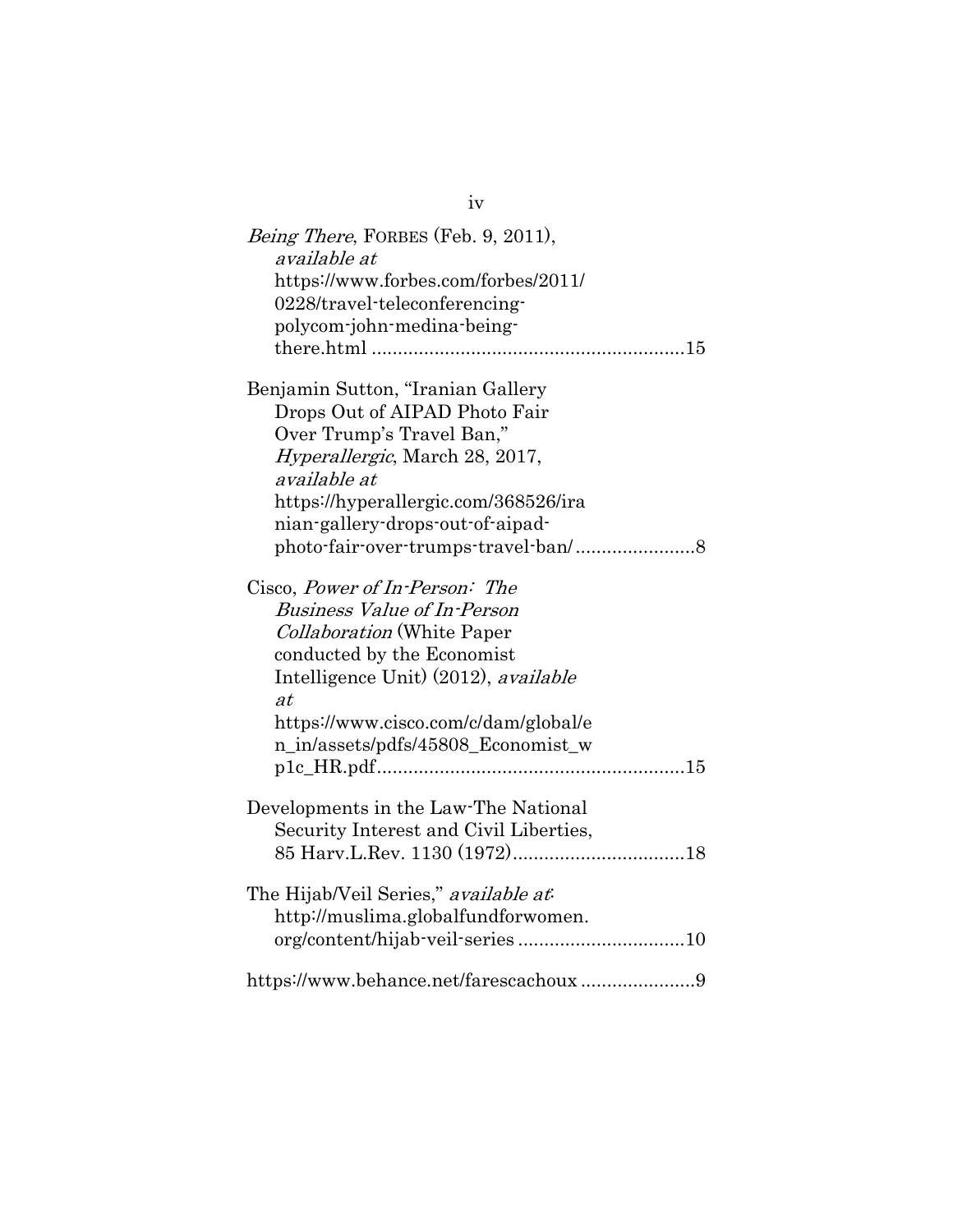*Being There*, FORBES (Feb. 9, 2011), *available at* https://www.forbes.com/forbes/2011/0228/travel-teleconferencing-polycom-john-medina-being-there.html ............................................................15

Benjamin Sutton, "Iranian Gallery Drops Out of AIPAD Photo Fair Over Trump's Travel Ban," *Hyperallergic*, March 28, 2017, *available at* https://hyperallergic.com/368526/iranian-gallery-drops-out-of-aipad-photo-fair-over-trumps-travel-ban/.......................8

Cisco, *Power of In-Person: The Business Value of In-Person Collaboration* (White Paper conducted by the Economist Intelligence Unit) (2012), *available at* https://www.cisco.com/c/dam/global/en_in/assets/pdfs/45808_Economist_wp1c_HR.pdf...........................................................15

Developments in the Law-The National Security Interest and Civil Liberties, 85 Harv.L.Rev. 1130 (1972).................................18

The Hijab/Veil Series," *available at*: http://muslima.globalfundforwomen.org/content/hijab-veil-series ................................10

https://www.behance.net/farescachoux ......................9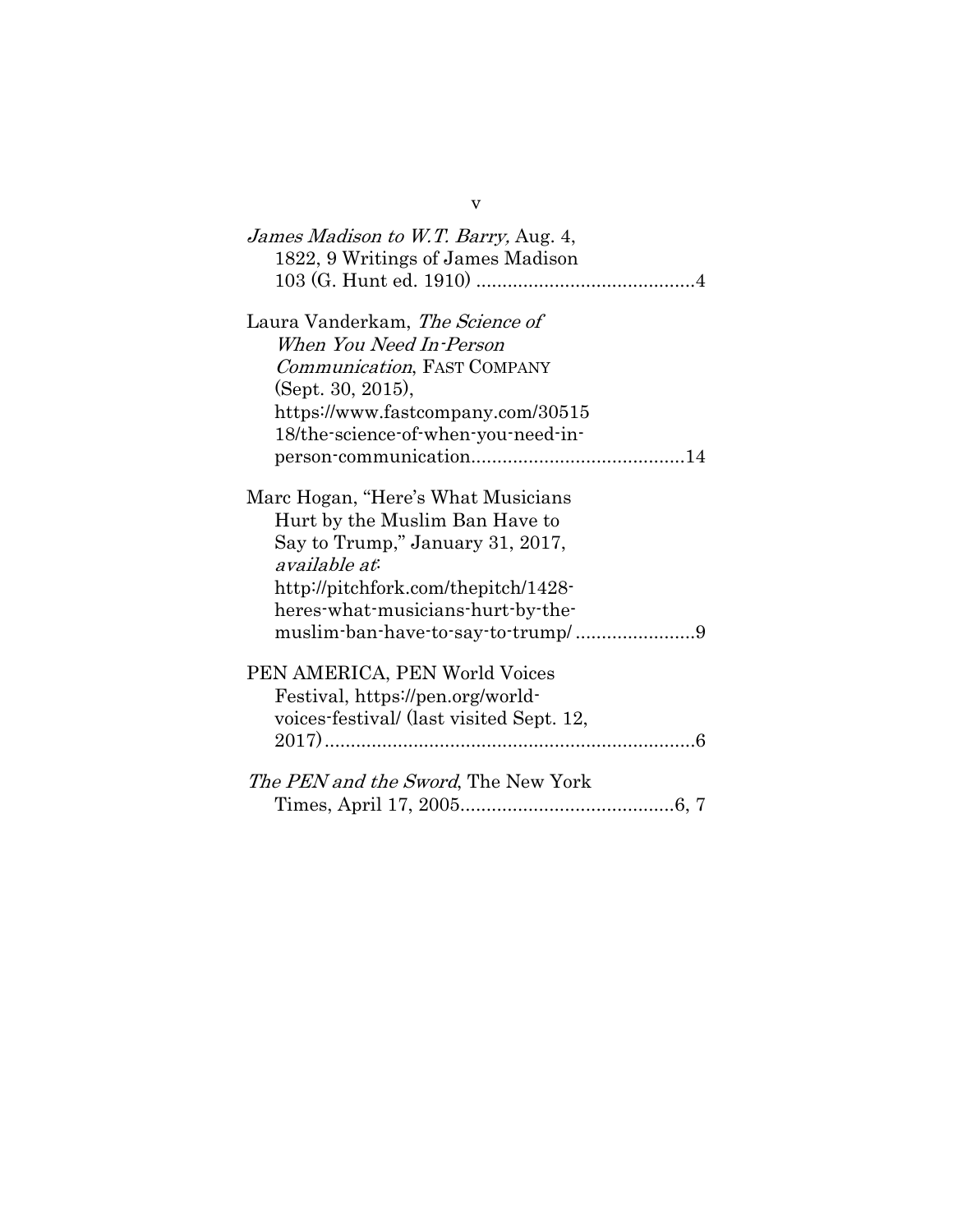*James Madison to W.T. Barry,* Aug. 4, 1822, 9 Writings of James Madison 103 (G. Hunt ed. 1910) .........................................4

Laura Vanderkam, *The Science of When You Need In-Person Communication*, FAST COMPANY (Sept. 30, 2015), https://www.fastcompany.com/3051518/the-science-of-when-you-need-in-person-communication.........................................14

Marc Hogan, "Here's What Musicians Hurt by the Muslim Ban Have to Say to Trump," January 31, 2017, *available at*: http://pitchfork.com/thepitch/1428-heres-what-musicians-hurt-by-the-muslim-ban-have-to-say-to-trump/ .......................9

PEN AMERICA, PEN World Voices Festival, https://pen.org/world-voices-festival/ (last visited Sept. 12, 2017)......................................................................6

*The PEN and the Sword*, The New York Times, April 17, 2005.........................................6, 7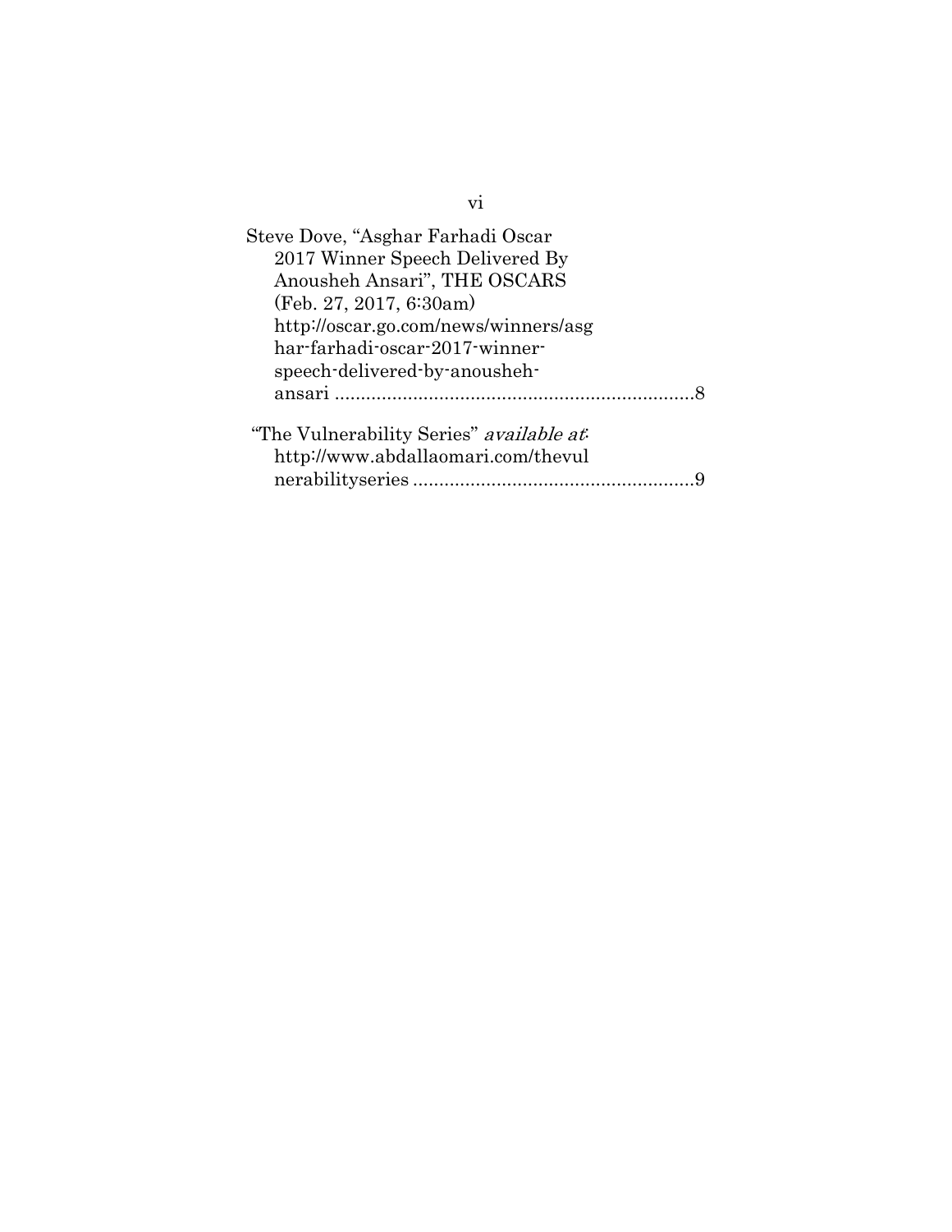Steve Dove, "Asghar Farhadi Oscar 2017 Winner Speech Delivered By Anousheh Ansari", THE OSCARS (Feb. 27, 2017, 6:30am) http://oscar.go.com/news/winners/asghar-farhadi-oscar-2017-winner-speech-delivered-by-anousheh-ansari ....................................................................8

"The Vulnerability Series" *available at*: http://www.abdallaomari.com/thevulnerabilityseries .....................................................9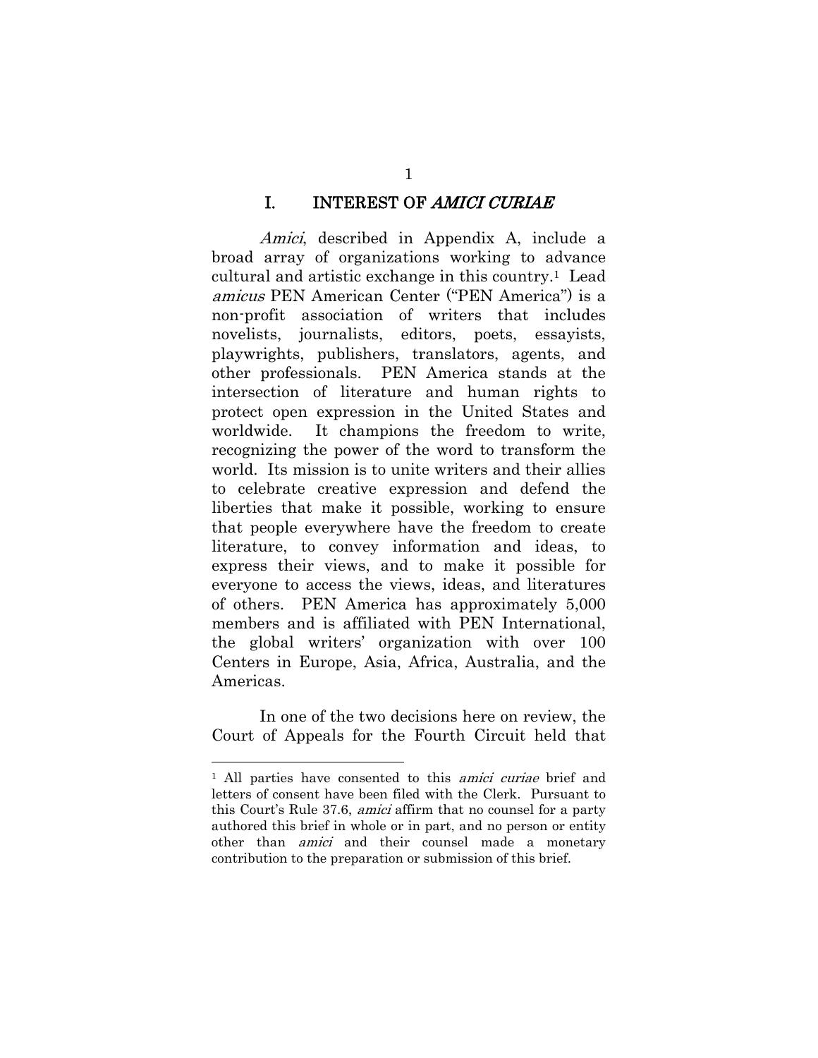# I. INTEREST OF *AMICI CURIAE*

*Amici*, described in Appendix A, include a broad array of organizations working to advance cultural and artistic exchange in this country.[1] Lead *amicus* PEN American Center ("PEN America") is a non-profit association of writers that includes novelists, journalists, editors, poets, essayists, playwrights, publishers, translators, agents, and other professionals. PEN America stands at the intersection of literature and human rights to protect open expression in the United States and worldwide. It champions the freedom to write, recognizing the power of the word to transform the world. Its mission is to unite writers and their allies to celebrate creative expression and defend the liberties that make it possible, working to ensure that people everywhere have the freedom to create literature, to convey information and ideas, to express their views, and to make it possible for everyone to access the views, ideas, and literatures of others. PEN America has approximately 5,000 members and is affiliated with PEN International, the global writers' organization with over 100 Centers in Europe, Asia, Africa, Australia, and the Americas.

In one of the two decisions here on review, the Court of Appeals for the Fourth Circuit held that

---

[1] All parties have consented to this *amici curiae* brief and letters of consent have been filed with the Clerk. Pursuant to this Court's Rule 37.6, *amici* affirm that no counsel for a party authored this brief in whole or in part, and no person or entity other than *amici* and their counsel made a monetary contribution to the preparation or submission of this brief.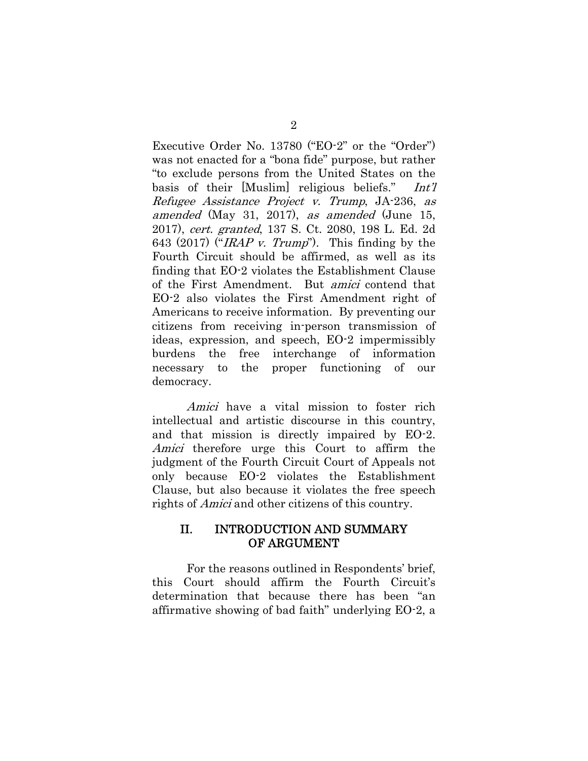Executive Order No. 13780 ("EO-2" or the "Order") was not enacted for a "bona fide" purpose, but rather "to exclude persons from the United States on the basis of their [Muslim] religious beliefs." *Int'l Refugee Assistance Project v. Trump*, JA-236, *as amended* (May 31, 2017), *as amended* (June 15, 2017), *cert. granted*, 137 S. Ct. 2080, 198 L. Ed. 2d 643 (2017) ("*IRAP v. Trump*"). This finding by the Fourth Circuit should be affirmed, as well as its finding that EO-2 violates the Establishment Clause of the First Amendment. But *amici* contend that EO-2 also violates the First Amendment right of Americans to receive information. By preventing our citizens from receiving in-person transmission of ideas, expression, and speech, EO-2 impermissibly burdens the free interchange of information necessary to the proper functioning of our democracy.

*Amici* have a vital mission to foster rich intellectual and artistic discourse in this country, and that mission is directly impaired by EO-2. *Amici* therefore urge this Court to affirm the judgment of the Fourth Circuit Court of Appeals not only because EO-2 violates the Establishment Clause, but also because it violates the free speech rights of *Amici* and other citizens of this country.

## II. INTRODUCTION AND SUMMARY OF ARGUMENT

For the reasons outlined in Respondents' brief, this Court should affirm the Fourth Circuit's determination that because there has been "an affirmative showing of bad faith" underlying EO-2, a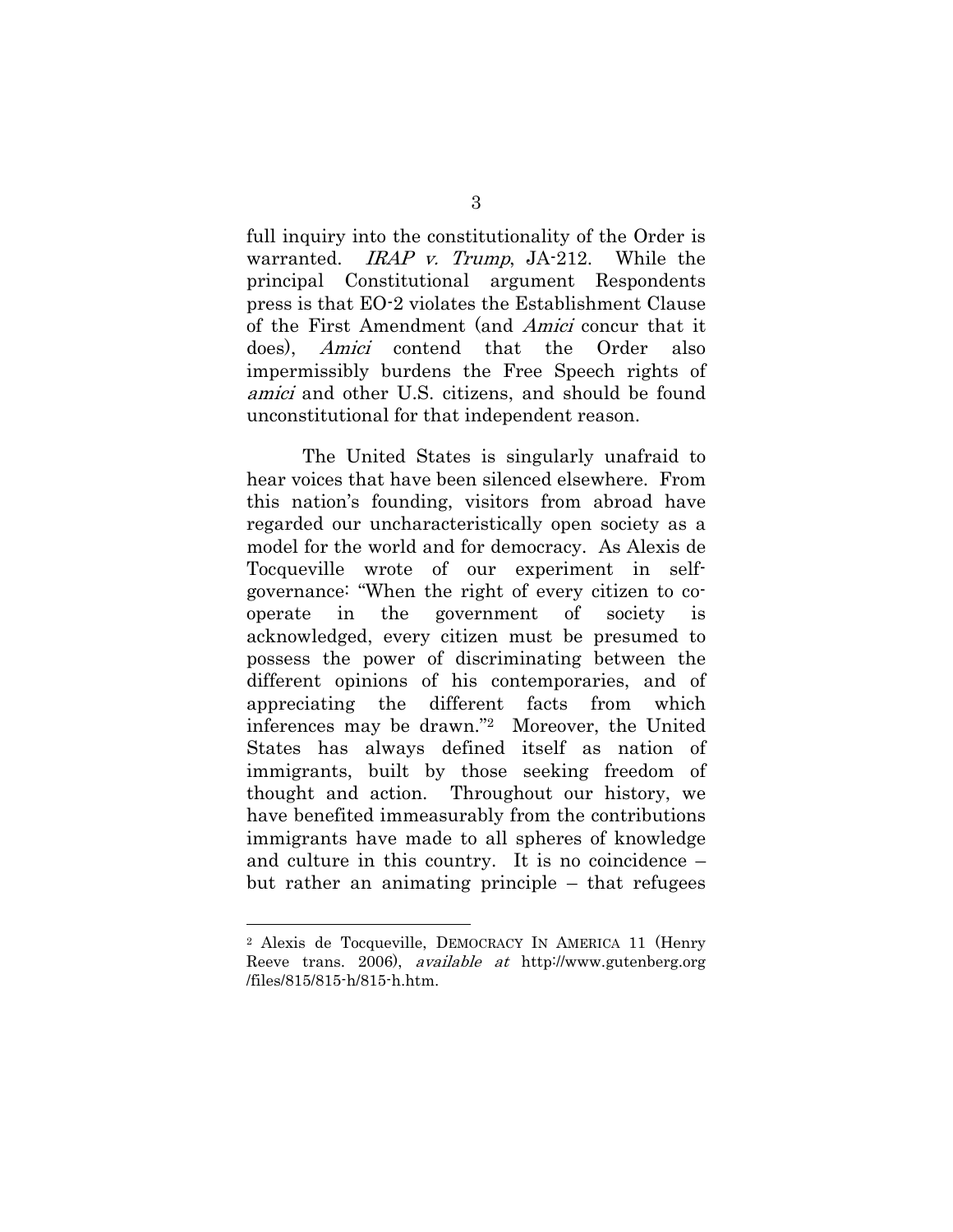full inquiry into the constitutionality of the Order is warranted. *IRAP v. Trump*, JA-212. While the principal Constitutional argument Respondents press is that EO-2 violates the Establishment Clause of the First Amendment (and *Amici* concur that it does), *Amici* contend that the Order also impermissibly burdens the Free Speech rights of *amici* and other U.S. citizens, and should be found unconstitutional for that independent reason.

The United States is singularly unafraid to hear voices that have been silenced elsewhere. From this nation's founding, visitors from abroad have regarded our uncharacteristically open society as a model for the world and for democracy. As Alexis de Tocqueville wrote of our experiment in self-governance: "When the right of every citizen to co-operate in the government of society is acknowledged, every citizen must be presumed to possess the power of discriminating between the different opinions of his contemporaries, and of appreciating the different facts from which inferences may be drawn."[2] Moreover, the United States has always defined itself as nation of immigrants, built by those seeking freedom of thought and action. Throughout our history, we have benefited immeasurably from the contributions immigrants have made to all spheres of knowledge and culture in this country. It is no coincidence – but rather an animating principle – that refugees

[2] Alexis de Tocqueville, DEMOCRACY IN AMERICA 11 (Henry Reeve trans. 2006), *available at* http://www.gutenberg.org/files/815/815-h/815-h.htm.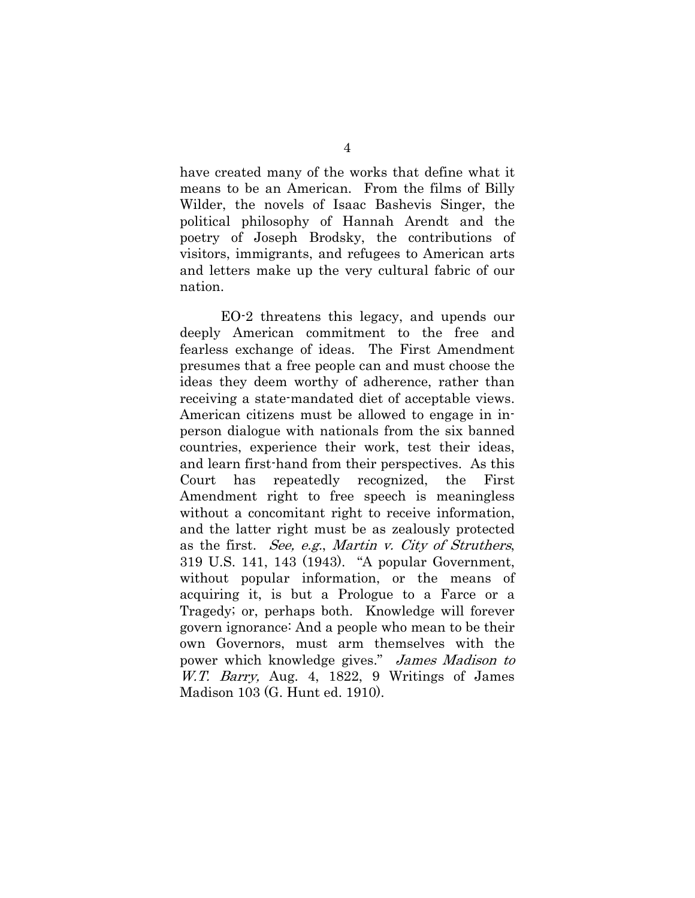have created many of the works that define what it means to be an American. From the films of Billy Wilder, the novels of Isaac Bashevis Singer, the political philosophy of Hannah Arendt and the poetry of Joseph Brodsky, the contributions of visitors, immigrants, and refugees to American arts and letters make up the very cultural fabric of our nation.

EO-2 threatens this legacy, and upends our deeply American commitment to the free and fearless exchange of ideas. The First Amendment presumes that a free people can and must choose the ideas they deem worthy of adherence, rather than receiving a state-mandated diet of acceptable views. American citizens must be allowed to engage in in-person dialogue with nationals from the six banned countries, experience their work, test their ideas, and learn first-hand from their perspectives. As this Court has repeatedly recognized, the First Amendment right to free speech is meaningless without a concomitant right to receive information, and the latter right must be as zealously protected as the first. *See, e.g.*, *Martin v. City of Struthers*, 319 U.S. 141, 143 (1943). "A popular Government, without popular information, or the means of acquiring it, is but a Prologue to a Farce or a Tragedy; or, perhaps both. Knowledge will forever govern ignorance: And a people who mean to be their own Governors, must arm themselves with the power which knowledge gives." *James Madison to W.T. Barry,* Aug. 4, 1822, 9 Writings of James Madison 103 (G. Hunt ed. 1910).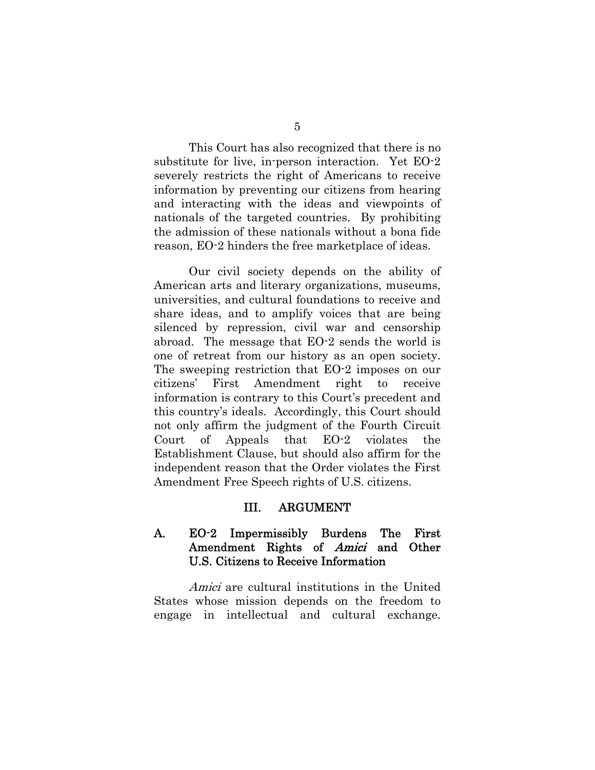This Court has also recognized that there is no substitute for live, in-person interaction. Yet EO-2 severely restricts the right of Americans to receive information by preventing our citizens from hearing and interacting with the ideas and viewpoints of nationals of the targeted countries. By prohibiting the admission of these nationals without a bona fide reason, EO-2 hinders the free marketplace of ideas.

Our civil society depends on the ability of American arts and literary organizations, museums, universities, and cultural foundations to receive and share ideas, and to amplify voices that are being silenced by repression, civil war and censorship abroad. The message that EO-2 sends the world is one of retreat from our history as an open society. The sweeping restriction that EO-2 imposes on our citizens' First Amendment right to receive information is contrary to this Court's precedent and this country's ideals. Accordingly, this Court should not only affirm the judgment of the Fourth Circuit Court of Appeals that EO-2 violates the Establishment Clause, but should also affirm for the independent reason that the Order violates the First Amendment Free Speech rights of U.S. citizens.

## III. ARGUMENT

### A. EO-2 Impermissibly Burdens The First Amendment Rights of *Amici* and Other U.S. Citizens to Receive Information

*Amici* are cultural institutions in the United States whose mission depends on the freedom to engage in intellectual and cultural exchange.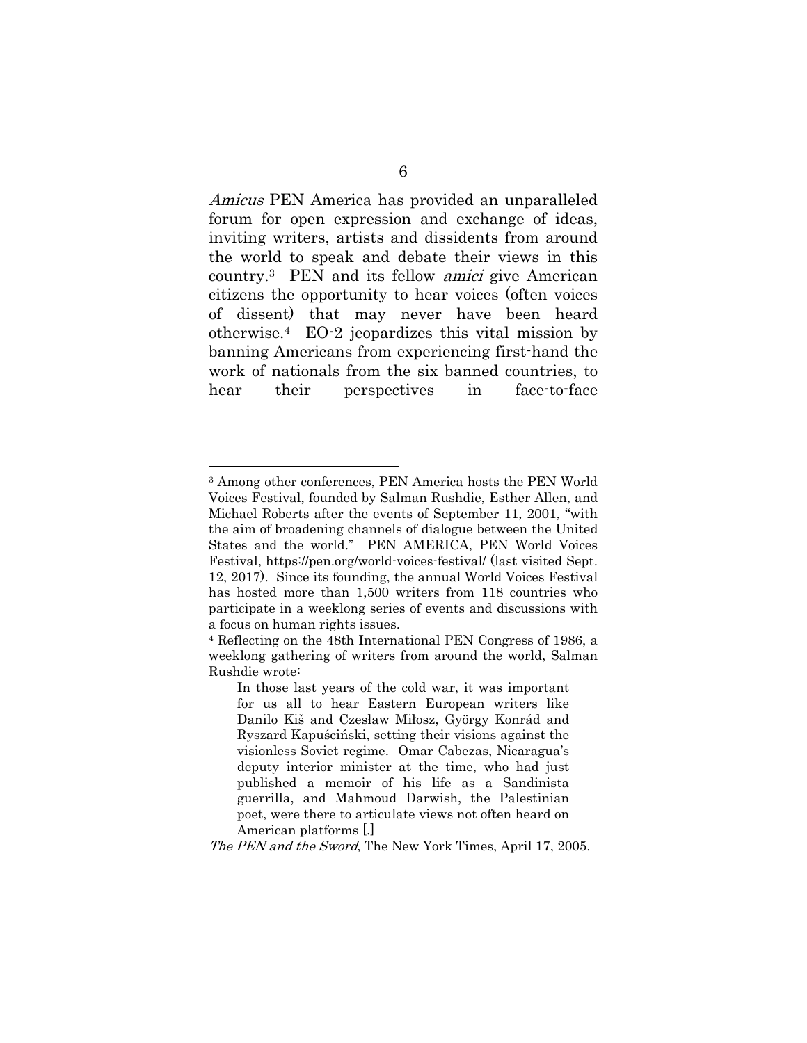*Amicus* PEN America has provided an unparalleled forum for open expression and exchange of ideas, inviting writers, artists and dissidents from around the world to speak and debate their views in this country.[3] PEN and its fellow *amici* give American citizens the opportunity to hear voices (often voices of dissent) that may never have been heard otherwise.[4] EO-2 jeopardizes this vital mission by banning Americans from experiencing first-hand the work of nationals from the six banned countries, to hear their perspectives in face-to-face

---

[3] Among other conferences, PEN America hosts the PEN World Voices Festival, founded by Salman Rushdie, Esther Allen, and Michael Roberts after the events of September 11, 2001, "with the aim of broadening channels of dialogue between the United States and the world." PEN AMERICA, PEN World Voices Festival, https://pen.org/world-voices-festival/ (last visited Sept. 12, 2017). Since its founding, the annual World Voices Festival has hosted more than 1,500 writers from 118 countries who participate in a weeklong series of events and discussions with a focus on human rights issues.

[4] Reflecting on the 48th International PEN Congress of 1986, a weeklong gathering of writers from around the world, Salman Rushdie wrote:

> In those last years of the cold war, it was important for us all to hear Eastern European writers like Danilo Kiš and Czesław Miłosz, György Konrád and Ryszard Kapuściński, setting their visions against the visionless Soviet regime. Omar Cabezas, Nicaragua's deputy interior minister at the time, who had just published a memoir of his life as a Sandinista guerrilla, and Mahmoud Darwish, the Palestinian poet, were there to articulate views not often heard on American platforms [.]

*The PEN and the Sword*, The New York Times, April 17, 2005.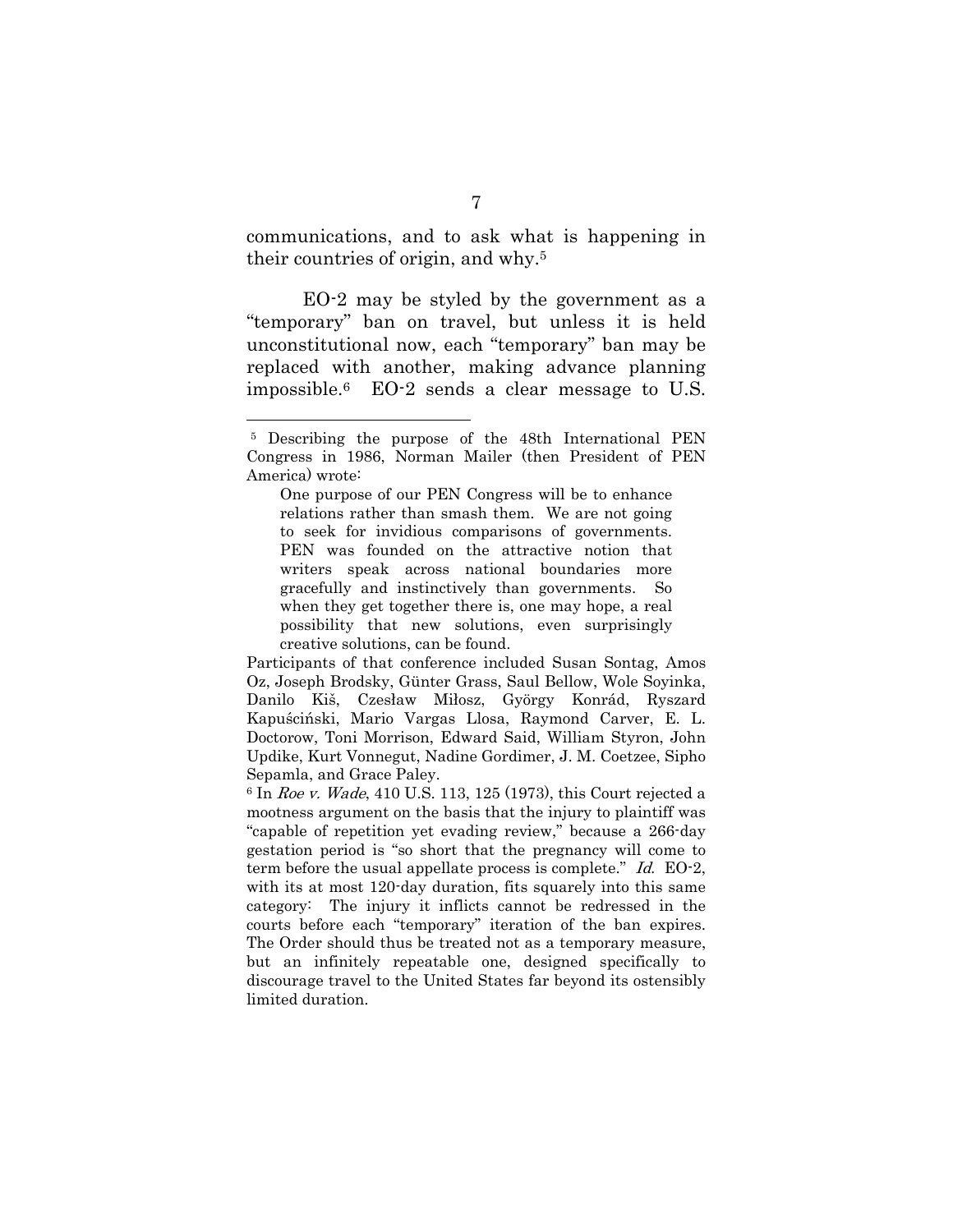communications, and to ask what is happening in their countries of origin, and why.[5]

EO-2 may be styled by the government as a "temporary" ban on travel, but unless it is held unconstitutional now, each "temporary" ban may be replaced with another, making advance planning impossible.[6] EO-2 sends a clear message to U.S.

---

[5] Describing the purpose of the 48th International PEN Congress in 1986, Norman Mailer (then President of PEN America) wrote:

> One purpose of our PEN Congress will be to enhance relations rather than smash them. We are not going to seek for invidious comparisons of governments. PEN was founded on the attractive notion that writers speak across national boundaries more gracefully and instinctively than governments. So when they get together there is, one may hope, a real possibility that new solutions, even surprisingly creative solutions, can be found.

Participants of that conference included Susan Sontag, Amos Oz, Joseph Brodsky, Günter Grass, Saul Bellow, Wole Soyinka, Danilo Kiš, Czesław Miłosz, György Konrád, Ryszard Kapuściński, Mario Vargas Llosa, Raymond Carver, E. L. Doctorow, Toni Morrison, Edward Said, William Styron, John Updike, Kurt Vonnegut, Nadine Gordimer, J. M. Coetzee, Sipho Sepamla, and Grace Paley.

[6] In *Roe v. Wade*, 410 U.S. 113, 125 (1973), this Court rejected a mootness argument on the basis that the injury to plaintiff was "capable of repetition yet evading review," because a 266-day gestation period is "so short that the pregnancy will come to term before the usual appellate process is complete." *Id.* EO-2, with its at most 120-day duration, fits squarely into this same category: The injury it inflicts cannot be redressed in the courts before each "temporary" iteration of the ban expires. The Order should thus be treated not as a temporary measure, but an infinitely repeatable one, designed specifically to discourage travel to the United States far beyond its ostensibly limited duration.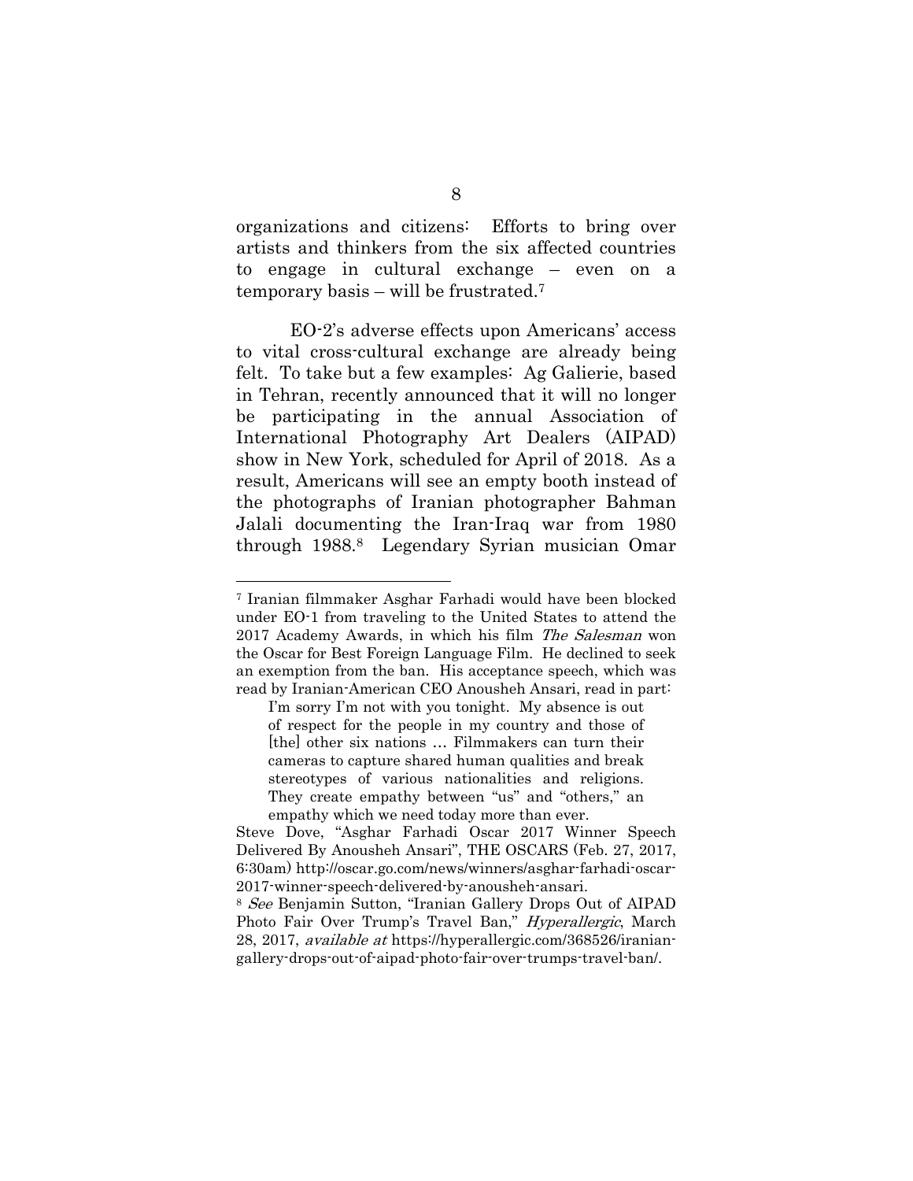organizations and citizens: Efforts to bring over artists and thinkers from the six affected countries to engage in cultural exchange – even on a temporary basis – will be frustrated.[7]

EO-2's adverse effects upon Americans' access to vital cross-cultural exchange are already being felt. To take but a few examples: Ag Galierie, based in Tehran, recently announced that it will no longer be participating in the annual Association of International Photography Art Dealers (AIPAD) show in New York, scheduled for April of 2018. As a result, Americans will see an empty booth instead of the photographs of Iranian photographer Bahman Jalali documenting the Iran-Iraq war from 1980 through 1988.[8] Legendary Syrian musician Omar

---

[7] Iranian filmmaker Asghar Farhadi would have been blocked under EO-1 from traveling to the United States to attend the 2017 Academy Awards, in which his film *The Salesman* won the Oscar for Best Foreign Language Film. He declined to seek an exemption from the ban. His acceptance speech, which was read by Iranian-American CEO Anousheh Ansari, read in part:

> I'm sorry I'm not with you tonight. My absence is out of respect for the people in my country and those of [the] other six nations … Filmmakers can turn their cameras to capture shared human qualities and break stereotypes of various nationalities and religions. They create empathy between "us" and "others," an empathy which we need today more than ever.

Steve Dove, "Asghar Farhadi Oscar 2017 Winner Speech Delivered By Anousheh Ansari", THE OSCARS (Feb. 27, 2017, 6:30am) http://oscar.go.com/news/winners/asghar-farhadi-oscar-2017-winner-speech-delivered-by-anousheh-ansari.

[8] *See* Benjamin Sutton, "Iranian Gallery Drops Out of AIPAD Photo Fair Over Trump's Travel Ban," *Hyperallergic*, March 28, 2017, *available at* https://hyperallergic.com/368526/iranian-gallery-drops-out-of-aipad-photo-fair-over-trumps-travel-ban/.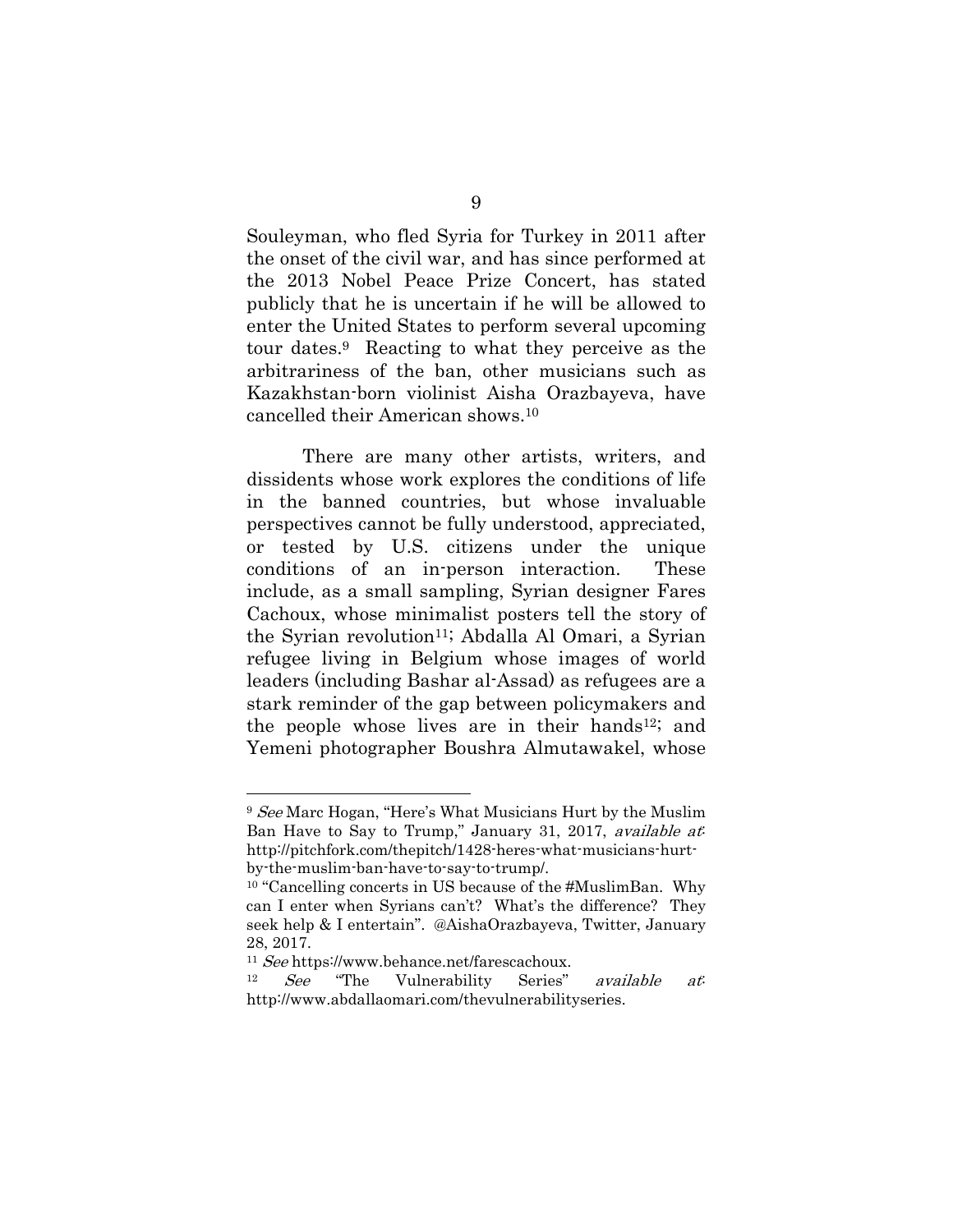Souleyman, who fled Syria for Turkey in 2011 after the onset of the civil war, and has since performed at the 2013 Nobel Peace Prize Concert, has stated publicly that he is uncertain if he will be allowed to enter the United States to perform several upcoming tour dates.[9] Reacting to what they perceive as the arbitrariness of the ban, other musicians such as Kazakhstan-born violinist Aisha Orazbayeva, have cancelled their American shows.[10]

There are many other artists, writers, and dissidents whose work explores the conditions of life in the banned countries, but whose invaluable perspectives cannot be fully understood, appreciated, or tested by U.S. citizens under the unique conditions of an in-person interaction. These include, as a small sampling, Syrian designer Fares Cachoux, whose minimalist posters tell the story of the Syrian revolution[11]; Abdalla Al Omari, a Syrian refugee living in Belgium whose images of world leaders (including Bashar al-Assad) as refugees are a stark reminder of the gap between policymakers and the people whose lives are in their hands[12]; and Yemeni photographer Boushra Almutawakel, whose

---

[9] *See* Marc Hogan, "Here's What Musicians Hurt by the Muslim Ban Have to Say to Trump," January 31, 2017, *available at*: http://pitchfork.com/thepitch/1428-heres-what-musicians-hurt-by-the-muslim-ban-have-to-say-to-trump/.

[10] "Cancelling concerts in US because of the #MuslimBan. Why can I enter when Syrians can't? What's the difference? They seek help & I entertain". @AishaOrazbayeva, Twitter, January 28, 2017.

[11] *See* https://www.behance.net/farescachoux.

[12] *See* "The Vulnerability Series" *available at*: http://www.abdallaomari.com/thevulnerabilityseries.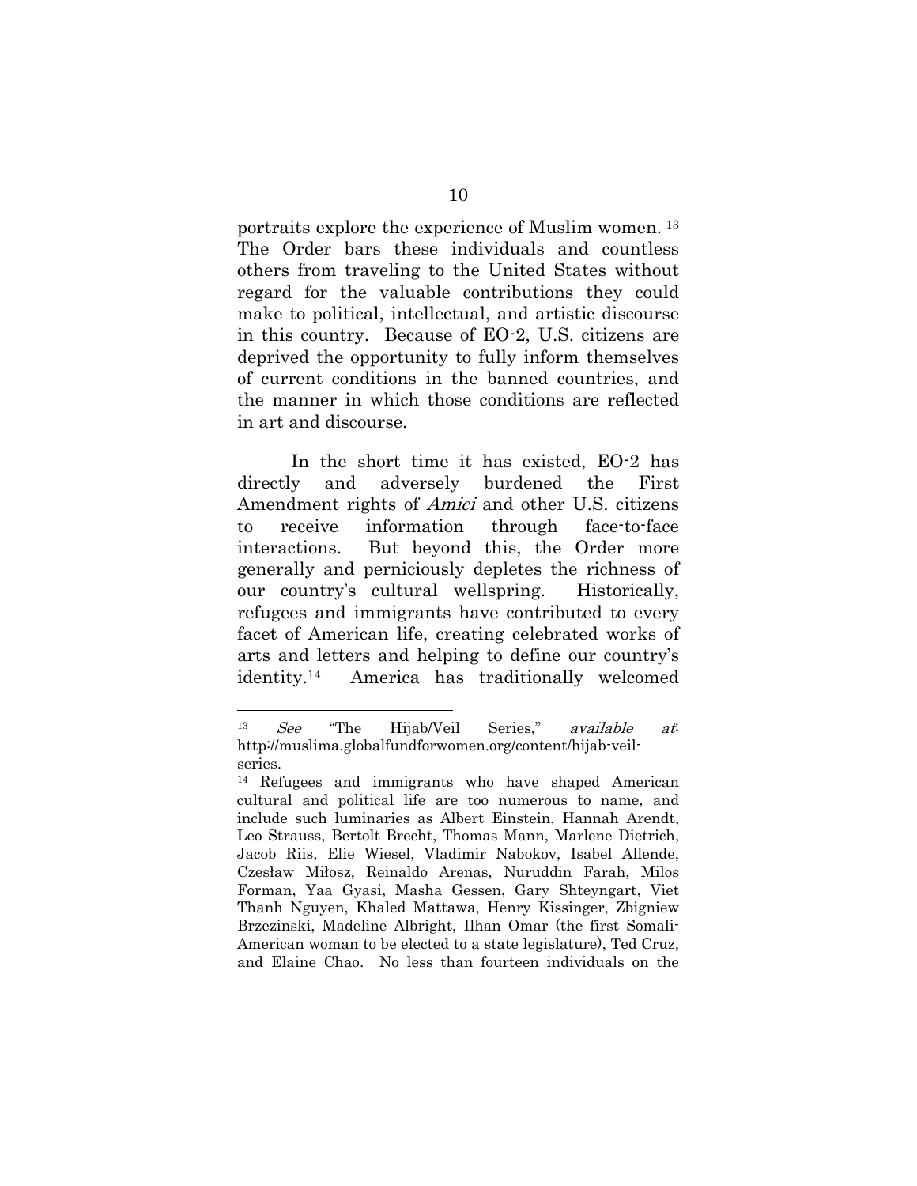portraits explore the experience of Muslim women.[13] The Order bars these individuals and countless others from traveling to the United States without regard for the valuable contributions they could make to political, intellectual, and artistic discourse in this country. Because of EO-2, U.S. citizens are deprived the opportunity to fully inform themselves of current conditions in the banned countries, and the manner in which those conditions are reflected in art and discourse.

In the short time it has existed, EO-2 has directly and adversely burdened the First Amendment rights of *Amici* and other U.S. citizens to receive information through face-to-face interactions. But beyond this, the Order more generally and perniciously depletes the richness of our country's cultural wellspring. Historically, refugees and immigrants have contributed to every facet of American life, creating celebrated works of arts and letters and helping to define our country's identity.[14] America has traditionally welcomed

---

[13] *See* "The Hijab/Veil Series," *available at*: http://muslima.globalfundforwomen.org/content/hijab-veil-series.

[14] Refugees and immigrants who have shaped American cultural and political life are too numerous to name, and include such luminaries as Albert Einstein, Hannah Arendt, Leo Strauss, Bertolt Brecht, Thomas Mann, Marlene Dietrich, Jacob Riis, Elie Wiesel, Vladimir Nabokov, Isabel Allende, Czesław Miłosz, Reinaldo Arenas, Nuruddin Farah, Milos Forman, Yaa Gyasi, Masha Gessen, Gary Shteyngart, Viet Thanh Nguyen, Khaled Mattawa, Henry Kissinger, Zbigniew Brzezinski, Madeline Albright, Ilhan Omar (the first Somali-American woman to be elected to a state legislature), Ted Cruz, and Elaine Chao. No less than fourteen individuals on the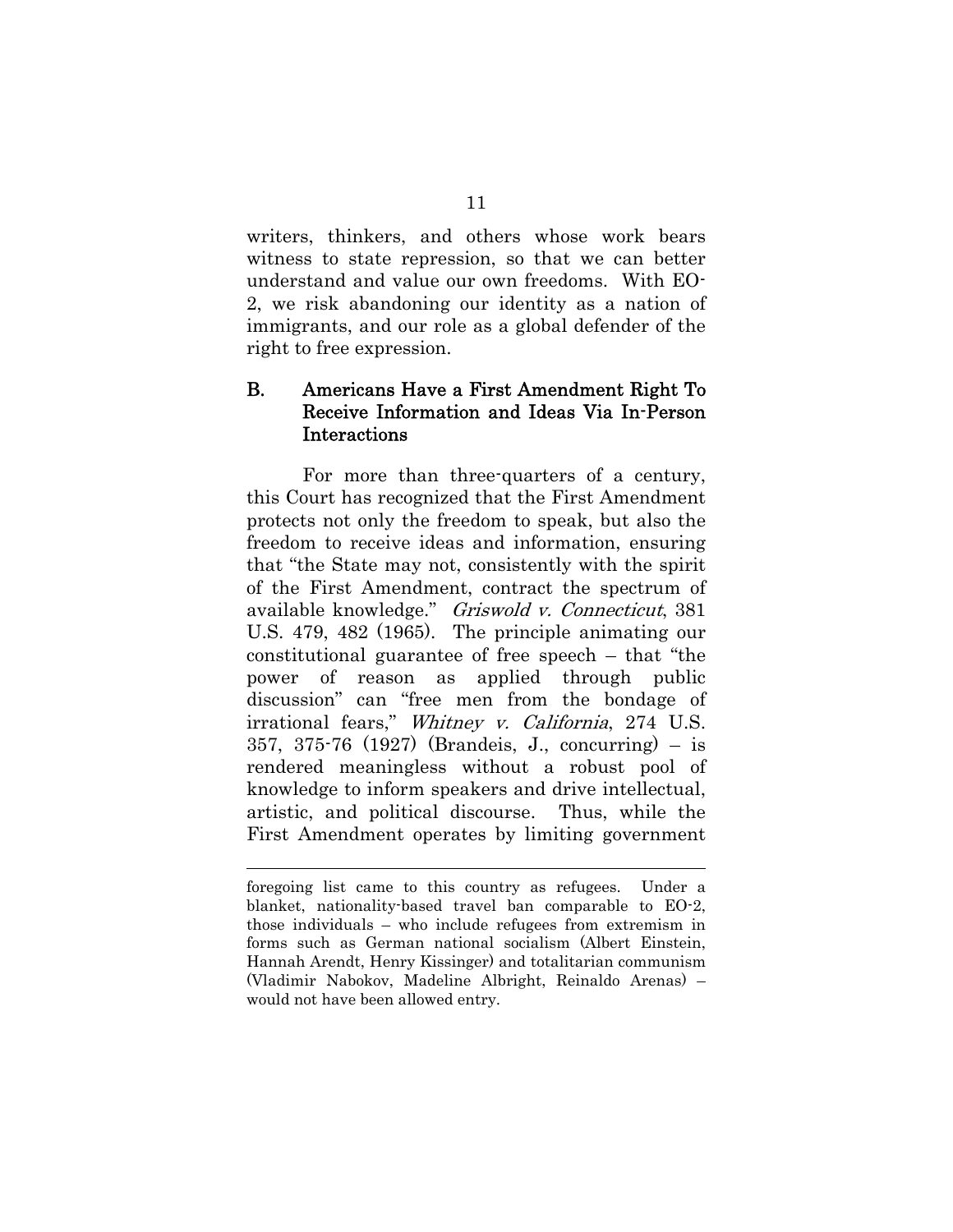writers, thinkers, and others whose work bears witness to state repression, so that we can better understand and value our own freedoms. With EO-2, we risk abandoning our identity as a nation of immigrants, and our role as a global defender of the right to free expression.

## B. Americans Have a First Amendment Right To Receive Information and Ideas Via In-Person Interactions

For more than three-quarters of a century, this Court has recognized that the First Amendment protects not only the freedom to speak, but also the freedom to receive ideas and information, ensuring that "the State may not, consistently with the spirit of the First Amendment, contract the spectrum of available knowledge." *Griswold v. Connecticut*, 381 U.S. 479, 482 (1965). The principle animating our constitutional guarantee of free speech – that "the power of reason as applied through public discussion" can "free men from the bondage of irrational fears," *Whitney v. California*, 274 U.S. 357, 375-76 (1927) (Brandeis, J., concurring) – is rendered meaningless without a robust pool of knowledge to inform speakers and drive intellectual, artistic, and political discourse. Thus, while the First Amendment operates by limiting government

foregoing list came to this country as refugees. Under a blanket, nationality-based travel ban comparable to EO-2, those individuals – who include refugees from extremism in forms such as German national socialism (Albert Einstein, Hannah Arendt, Henry Kissinger) and totalitarian communism (Vladimir Nabokov, Madeline Albright, Reinaldo Arenas) – would not have been allowed entry.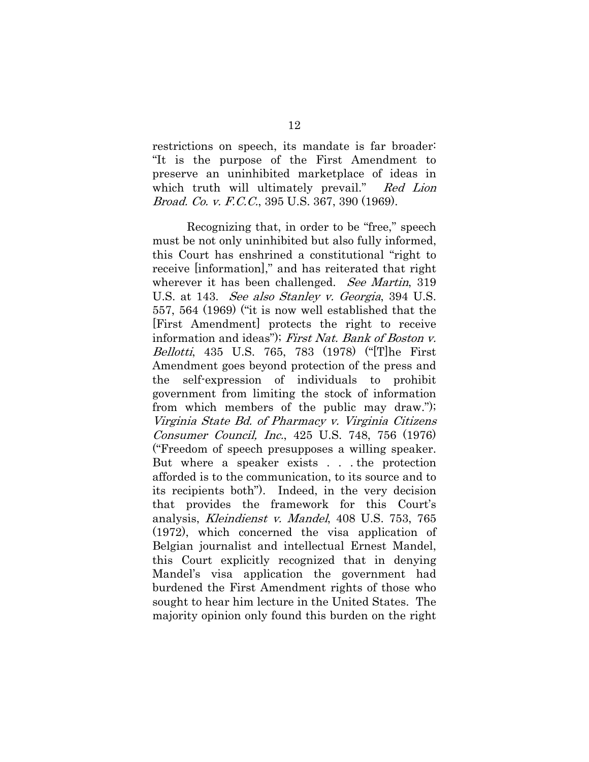restrictions on speech, its mandate is far broader: "It is the purpose of the First Amendment to preserve an uninhibited marketplace of ideas in which truth will ultimately prevail." *Red Lion Broad. Co. v. F.C.C.*, 395 U.S. 367, 390 (1969).

Recognizing that, in order to be "free," speech must be not only uninhibited but also fully informed, this Court has enshrined a constitutional "right to receive [information]," and has reiterated that right wherever it has been challenged. *See Martin*, 319 U.S. at 143. *See also Stanley v. Georgia*, 394 U.S. 557, 564 (1969) ("it is now well established that the [First Amendment] protects the right to receive information and ideas"); *First Nat. Bank of Boston v. Bellotti*, 435 U.S. 765, 783 (1978) ("[T]he First Amendment goes beyond protection of the press and the self-expression of individuals to prohibit government from limiting the stock of information from which members of the public may draw."); *Virginia State Bd. of Pharmacy v. Virginia Citizens Consumer Council, Inc.*, 425 U.S. 748, 756 (1976) ("Freedom of speech presupposes a willing speaker. But where a speaker exists . . . the protection afforded is to the communication, to its source and to its recipients both"). Indeed, in the very decision that provides the framework for this Court's analysis, *Kleindienst v. Mandel*, 408 U.S. 753, 765 (1972), which concerned the visa application of Belgian journalist and intellectual Ernest Mandel, this Court explicitly recognized that in denying Mandel's visa application the government had burdened the First Amendment rights of those who sought to hear him lecture in the United States. The majority opinion only found this burden on the right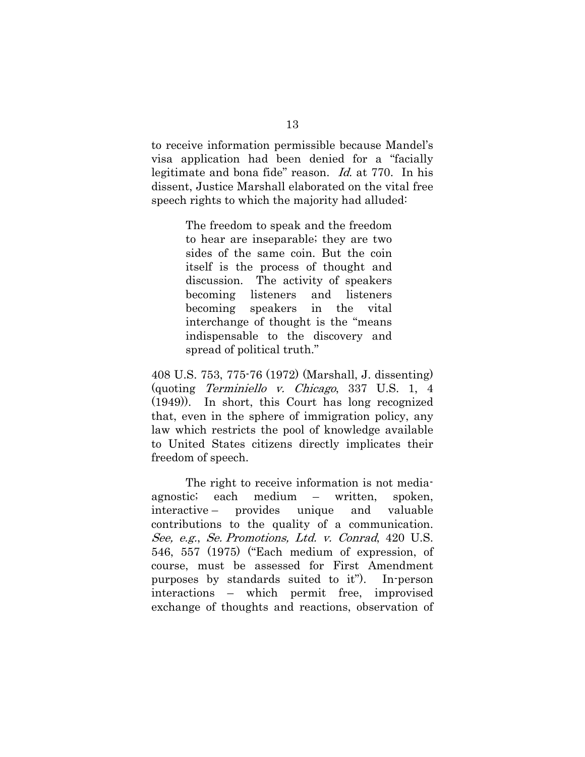to receive information permissible because Mandel's visa application had been denied for a "facially legitimate and bona fide" reason. *Id.* at 770. In his dissent, Justice Marshall elaborated on the vital free speech rights to which the majority had alluded:

> The freedom to speak and the freedom to hear are inseparable; they are two sides of the same coin. But the coin itself is the process of thought and discussion. The activity of speakers becoming listeners and listeners becoming speakers in the vital interchange of thought is the "means indispensable to the discovery and spread of political truth."

408 U.S. 753, 775-76 (1972) (Marshall, J. dissenting) (quoting *Terminiello v. Chicago*, 337 U.S. 1, 4 (1949)). In short, this Court has long recognized that, even in the sphere of immigration policy, any law which restricts the pool of knowledge available to United States citizens directly implicates their freedom of speech.

The right to receive information is not media-agnostic; each medium – written, spoken, interactive – provides unique and valuable contributions to the quality of a communication. *See, e.g.*, *Se. Promotions, Ltd. v. Conrad*, 420 U.S. 546, 557 (1975) ("Each medium of expression, of course, must be assessed for First Amendment purposes by standards suited to it"). In-person interactions – which permit free, improvised exchange of thoughts and reactions, observation of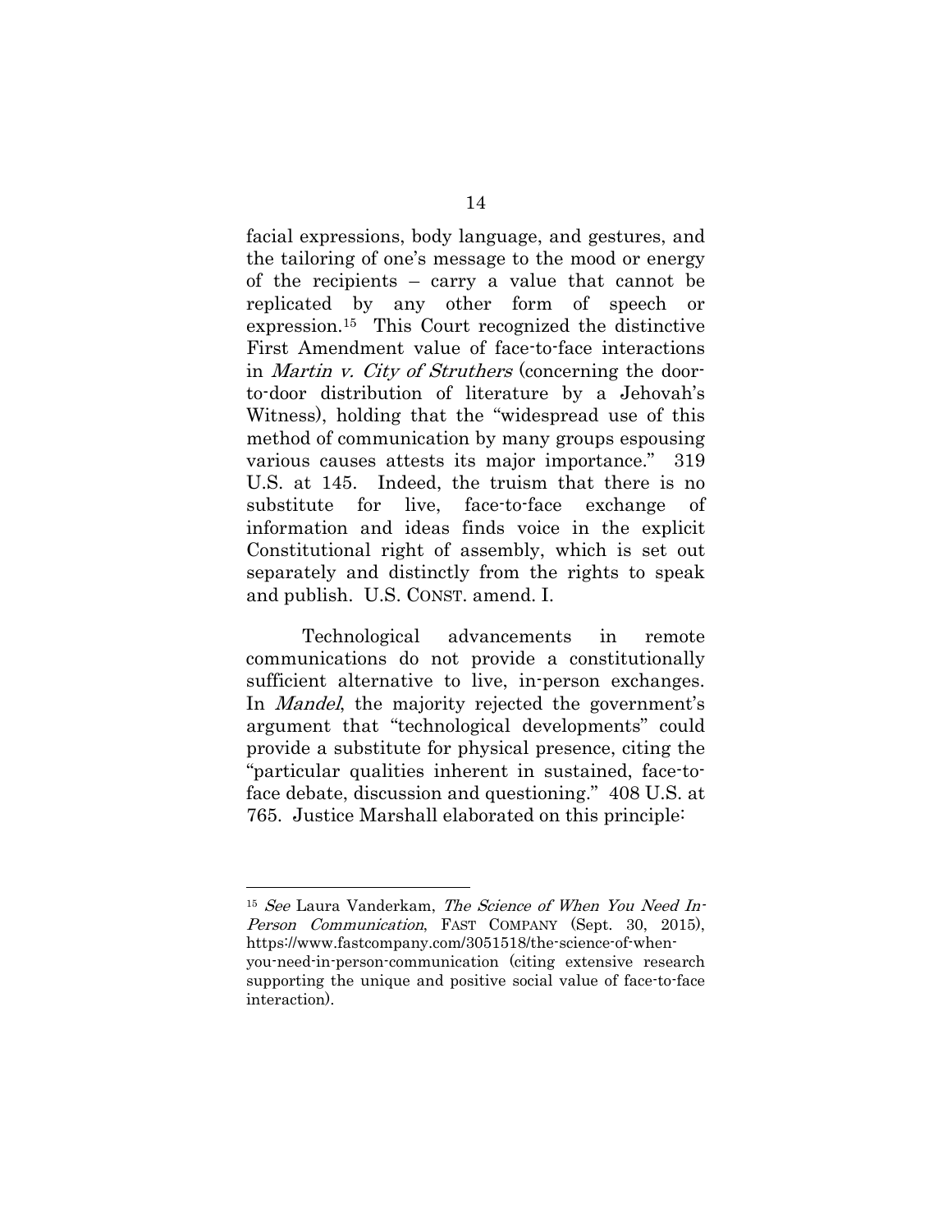facial expressions, body language, and gestures, and the tailoring of one's message to the mood or energy of the recipients – carry a value that cannot be replicated by any other form of speech or expression.[15] This Court recognized the distinctive First Amendment value of face-to-face interactions in *Martin v. City of Struthers* (concerning the door-to-door distribution of literature by a Jehovah's Witness), holding that the "widespread use of this method of communication by many groups espousing various causes attests its major importance." 319 U.S. at 145. Indeed, the truism that there is no substitute for live, face-to-face exchange of information and ideas finds voice in the explicit Constitutional right of assembly, which is set out separately and distinctly from the rights to speak and publish. U.S. CONST. amend. I.

Technological advancements in remote communications do not provide a constitutionally sufficient alternative to live, in-person exchanges. In *Mandel*, the majority rejected the government's argument that "technological developments" could provide a substitute for physical presence, citing the "particular qualities inherent in sustained, face-to-face debate, discussion and questioning." 408 U.S. at 765. Justice Marshall elaborated on this principle:

---

[15] *See* Laura Vanderkam, *The Science of When You Need In-Person Communication*, FAST COMPANY (Sept. 30, 2015), https://www.fastcompany.com/3051518/the-science-of-when-you-need-in-person-communication (citing extensive research supporting the unique and positive social value of face-to-face interaction).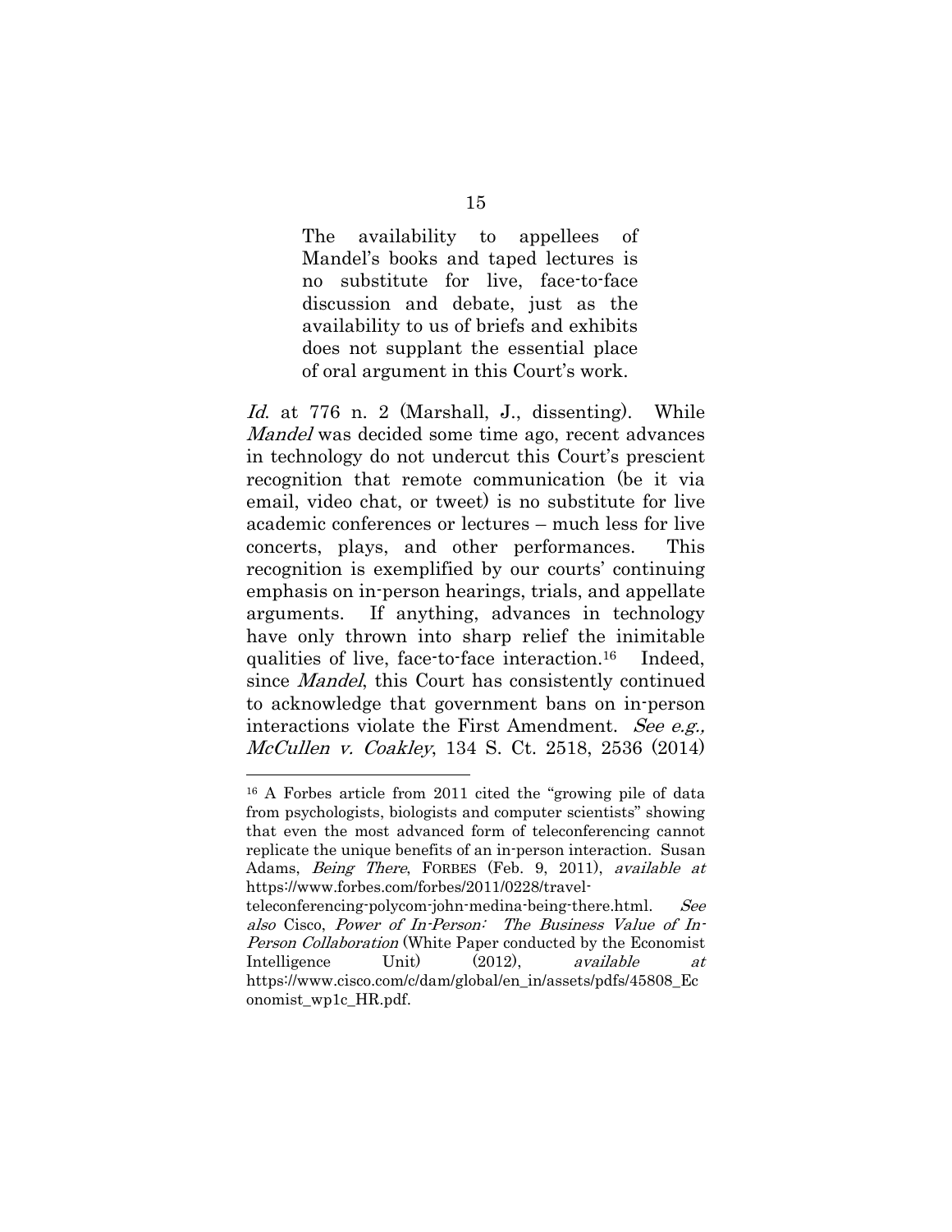> The availability to appellees of Mandel's books and taped lectures is no substitute for live, face-to-face discussion and debate, just as the availability to us of briefs and exhibits does not supplant the essential place of oral argument in this Court's work.

*Id.* at 776 n. 2 (Marshall, J., dissenting). While *Mandel* was decided some time ago, recent advances in technology do not undercut this Court's prescient recognition that remote communication (be it via email, video chat, or tweet) is no substitute for live academic conferences or lectures – much less for live concerts, plays, and other performances. This recognition is exemplified by our courts' continuing emphasis on in-person hearings, trials, and appellate arguments. If anything, advances in technology have only thrown into sharp relief the inimitable qualities of live, face-to-face interaction.[16] Indeed, since *Mandel*, this Court has consistently continued to acknowledge that government bans on in-person interactions violate the First Amendment. *See e.g., McCullen v. Coakley*, 134 S. Ct. 2518, 2536 (2014)

---

[16] A Forbes article from 2011 cited the "growing pile of data from psychologists, biologists and computer scientists" showing that even the most advanced form of teleconferencing cannot replicate the unique benefits of an in-person interaction. Susan Adams, *Being There*, FORBES (Feb. 9, 2011), *available at* https://www.forbes.com/forbes/2011/0228/travel-teleconferencing-polycom-john-medina-being-there.html. *See also* Cisco, *Power of In-Person: The Business Value of In-Person Collaboration* (White Paper conducted by the Economist Intelligence Unit) (2012), *available at* https://www.cisco.com/c/dam/global/en_in/assets/pdfs/45808_Economist_wp1c_HR.pdf.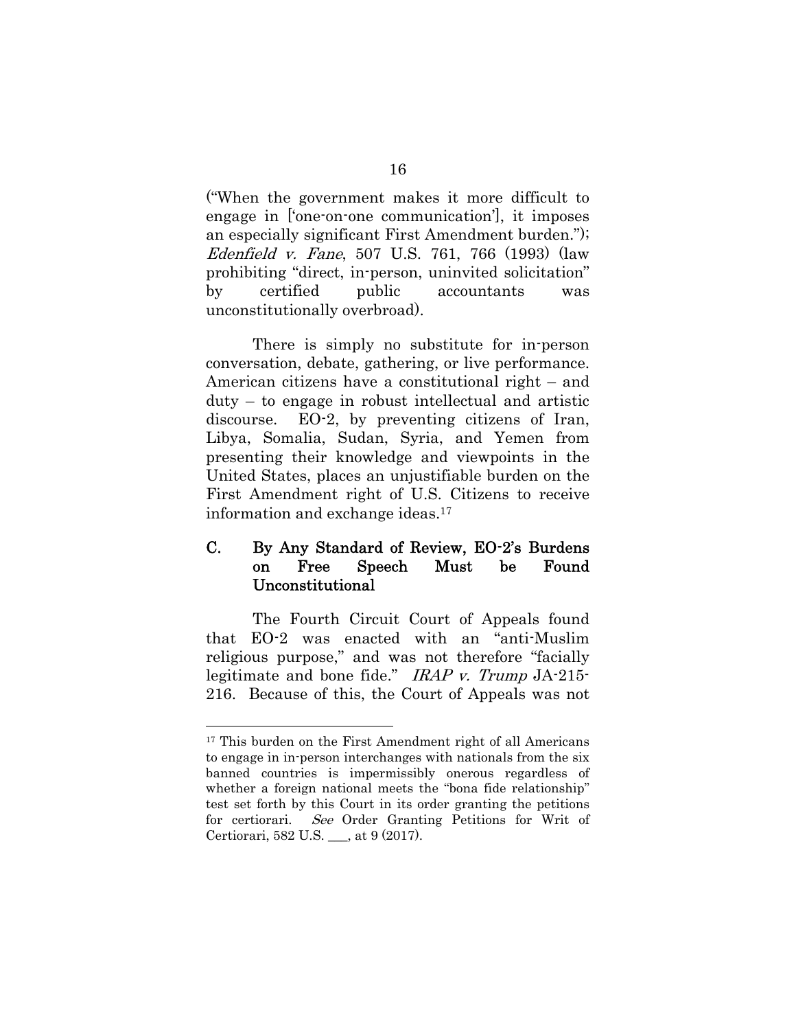("When the government makes it more difficult to engage in ['one-on-one communication'], it imposes an especially significant First Amendment burden."); *Edenfield v. Fane*, 507 U.S. 761, 766 (1993) (law prohibiting "direct, in-person, uninvited solicitation" by certified public accountants was unconstitutionally overbroad).

There is simply no substitute for in-person conversation, debate, gathering, or live performance. American citizens have a constitutional right – and duty – to engage in robust intellectual and artistic discourse. EO-2, by preventing citizens of Iran, Libya, Somalia, Sudan, Syria, and Yemen from presenting their knowledge and viewpoints in the United States, places an unjustifiable burden on the First Amendment right of U.S. Citizens to receive information and exchange ideas.[17]

### C. By Any Standard of Review, EO-2's Burdens on Free Speech Must be Found Unconstitutional

The Fourth Circuit Court of Appeals found that EO-2 was enacted with an "anti-Muslim religious purpose," and was not therefore "facially legitimate and bone fide." *IRAP v. Trump* JA-215-216. Because of this, the Court of Appeals was not

---

[17] This burden on the First Amendment right of all Americans to engage in in-person interchanges with nationals from the six banned countries is impermissibly onerous regardless of whether a foreign national meets the "bona fide relationship" test set forth by this Court in its order granting the petitions for certiorari. *See* Order Granting Petitions for Writ of Certiorari, 582 U.S. ___, at 9 (2017).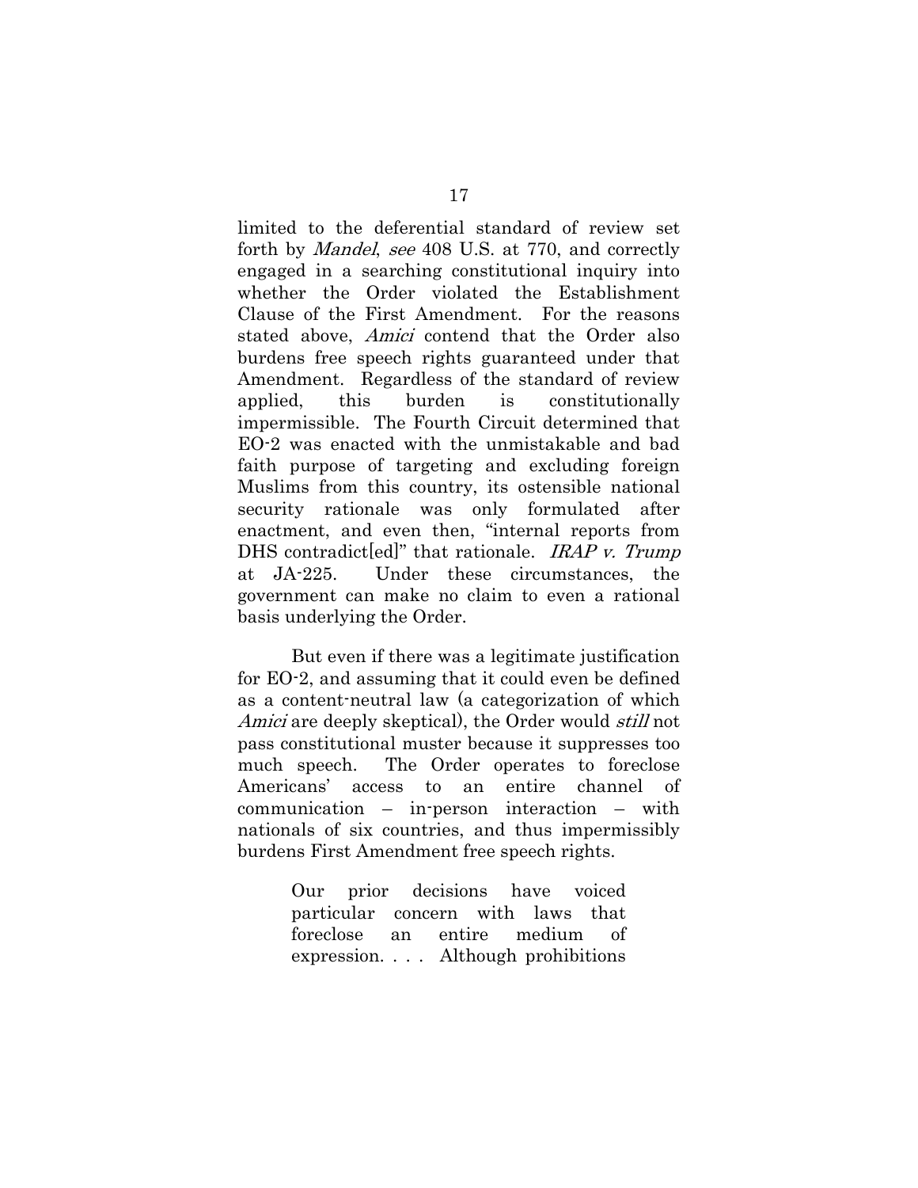limited to the deferential standard of review set forth by *Mandel*, *see* 408 U.S. at 770, and correctly engaged in a searching constitutional inquiry into whether the Order violated the Establishment Clause of the First Amendment. For the reasons stated above, *Amici* contend that the Order also burdens free speech rights guaranteed under that Amendment. Regardless of the standard of review applied, this burden is constitutionally impermissible. The Fourth Circuit determined that EO-2 was enacted with the unmistakable and bad faith purpose of targeting and excluding foreign Muslims from this country, its ostensible national security rationale was only formulated after enactment, and even then, "internal reports from DHS contradict[ed]" that rationale. *IRAP v. Trump* at JA-225. Under these circumstances, the government can make no claim to even a rational basis underlying the Order.

But even if there was a legitimate justification for EO-2, and assuming that it could even be defined as a content-neutral law (a categorization of which *Amici* are deeply skeptical), the Order would *still* not pass constitutional muster because it suppresses too much speech. The Order operates to foreclose Americans' access to an entire channel of communication – in-person interaction – with nationals of six countries, and thus impermissibly burdens First Amendment free speech rights.

> Our prior decisions have voiced particular concern with laws that foreclose an entire medium of expression. . . . Although prohibitions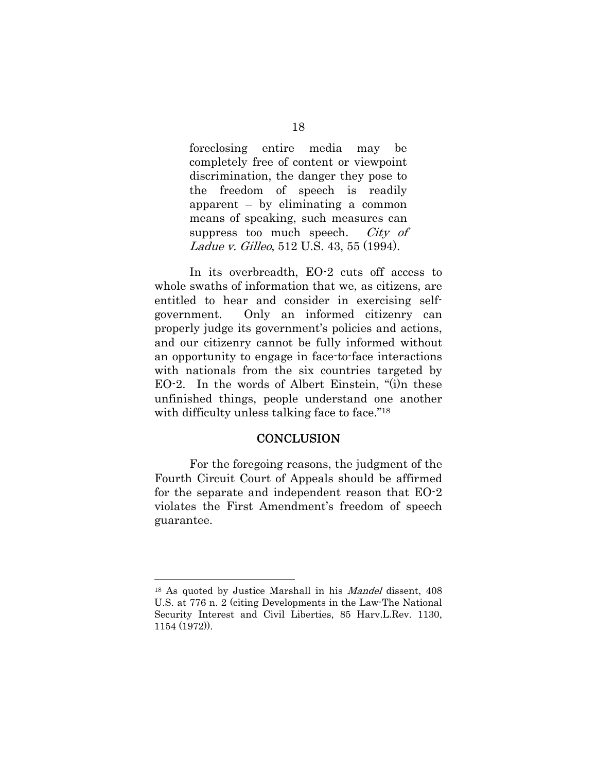> foreclosing entire media may be completely free of content or viewpoint discrimination, the danger they pose to the freedom of speech is readily apparent – by eliminating a common means of speaking, such measures can suppress too much speech. *City of Ladue v. Gilleo*, 512 U.S. 43, 55 (1994).

In its overbreadth, EO-2 cuts off access to whole swaths of information that we, as citizens, are entitled to hear and consider in exercising self-government. Only an informed citizenry can properly judge its government's policies and actions, and our citizenry cannot be fully informed without an opportunity to engage in face-to-face interactions with nationals from the six countries targeted by EO-2. In the words of Albert Einstein, "(i)n these unfinished things, people understand one another with difficulty unless talking face to face."[18]

## CONCLUSION

For the foregoing reasons, the judgment of the Fourth Circuit Court of Appeals should be affirmed for the separate and independent reason that EO-2 violates the First Amendment's freedom of speech guarantee.

---

[18] As quoted by Justice Marshall in his *Mandel* dissent, 408 U.S. at 776 n. 2 (citing Developments in the Law-The National Security Interest and Civil Liberties, 85 Harv.L.Rev. 1130, 1154 (1972)).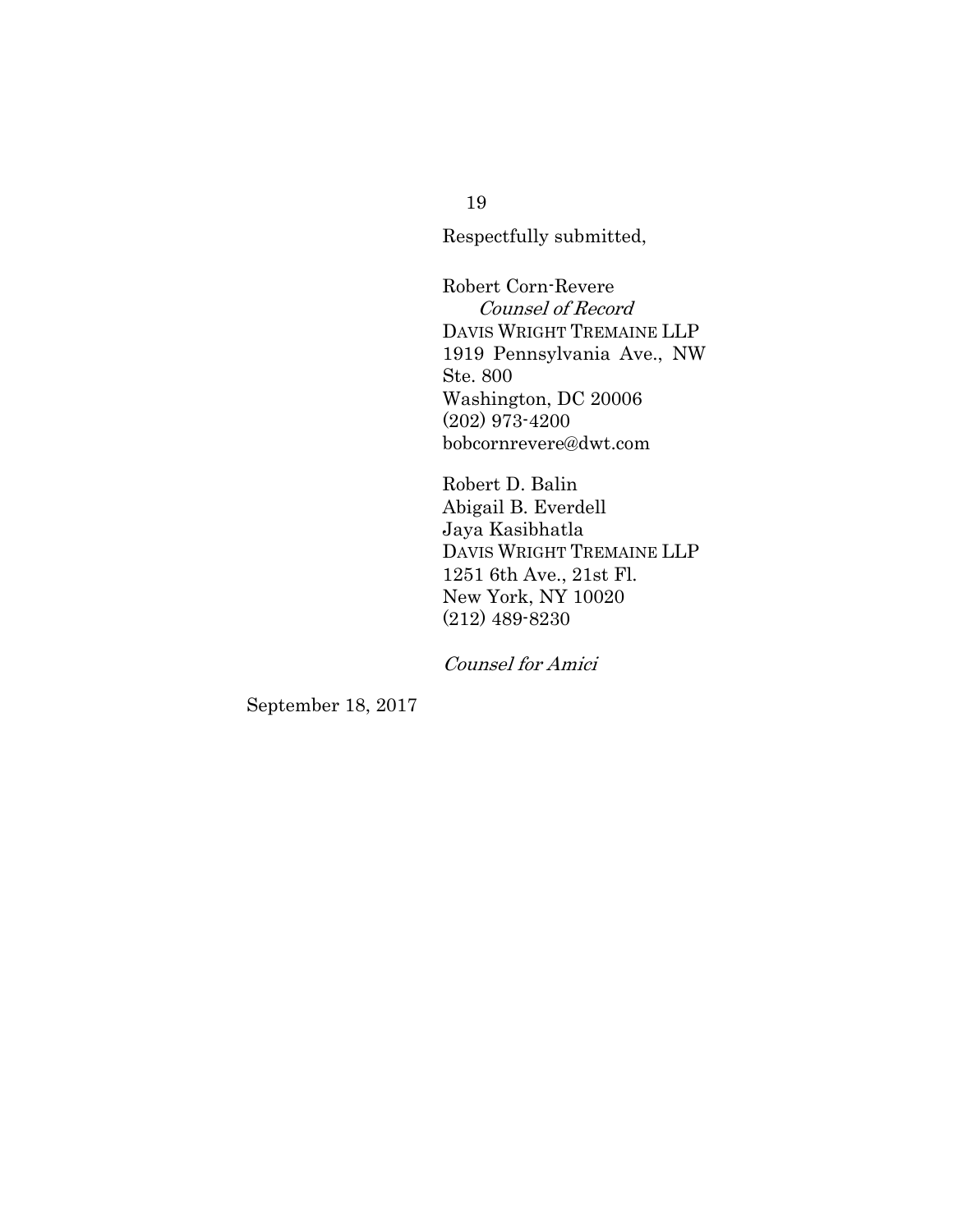Respectfully submitted,

Robert Corn-Revere
*Counsel of Record*
DAVIS WRIGHT TREMAINE LLP
1919 Pennsylvania Ave., NW
Ste. 800
Washington, DC 20006
(202) 973-4200
bobcornrevere@dwt.com

Robert D. Balin
Abigail B. Everdell
Jaya Kasibhatla
DAVIS WRIGHT TREMAINE LLP
1251 6th Ave., 21st Fl.
New York, NY 10020
(212) 489-8230

*Counsel for Amici*

September 18, 2017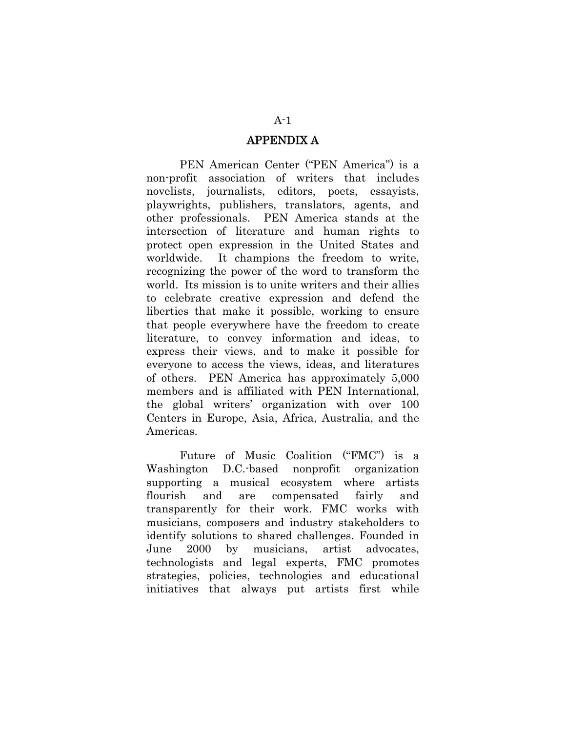# APPENDIX A

PEN American Center ("PEN America") is a non-profit association of writers that includes novelists, journalists, editors, poets, essayists, playwrights, publishers, translators, agents, and other professionals. PEN America stands at the intersection of literature and human rights to protect open expression in the United States and worldwide. It champions the freedom to write, recognizing the power of the word to transform the world. Its mission is to unite writers and their allies to celebrate creative expression and defend the liberties that make it possible, working to ensure that people everywhere have the freedom to create literature, to convey information and ideas, to express their views, and to make it possible for everyone to access the views, ideas, and literatures of others. PEN America has approximately 5,000 members and is affiliated with PEN International, the global writers' organization with over 100 Centers in Europe, Asia, Africa, Australia, and the Americas.

Future of Music Coalition ("FMC") is a Washington D.C.-based nonprofit organization supporting a musical ecosystem where artists flourish and are compensated fairly and transparently for their work. FMC works with musicians, composers and industry stakeholders to identify solutions to shared challenges. Founded in June 2000 by musicians, artist advocates, technologists and legal experts, FMC promotes strategies, policies, technologies and educational initiatives that always put artists first while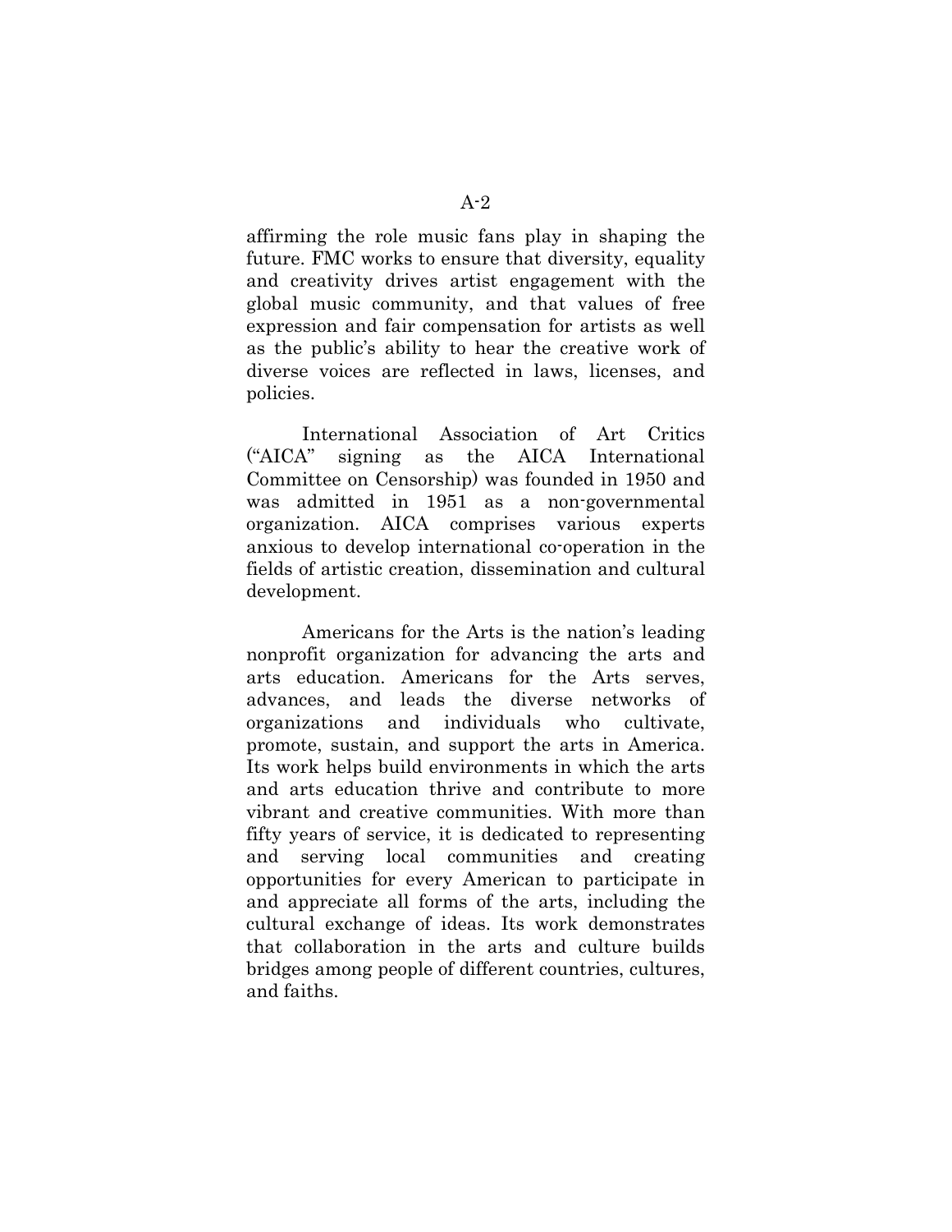affirming the role music fans play in shaping the future. FMC works to ensure that diversity, equality and creativity drives artist engagement with the global music community, and that values of free expression and fair compensation for artists as well as the public's ability to hear the creative work of diverse voices are reflected in laws, licenses, and policies.

International Association of Art Critics ("AICA" signing as the AICA International Committee on Censorship) was founded in 1950 and was admitted in 1951 as a non-governmental organization. AICA comprises various experts anxious to develop international co-operation in the fields of artistic creation, dissemination and cultural development.

Americans for the Arts is the nation's leading nonprofit organization for advancing the arts and arts education. Americans for the Arts serves, advances, and leads the diverse networks of organizations and individuals who cultivate, promote, sustain, and support the arts in America. Its work helps build environments in which the arts and arts education thrive and contribute to more vibrant and creative communities. With more than fifty years of service, it is dedicated to representing and serving local communities and creating opportunities for every American to participate in and appreciate all forms of the arts, including the cultural exchange of ideas. Its work demonstrates that collaboration in the arts and culture builds bridges among people of different countries, cultures, and faiths.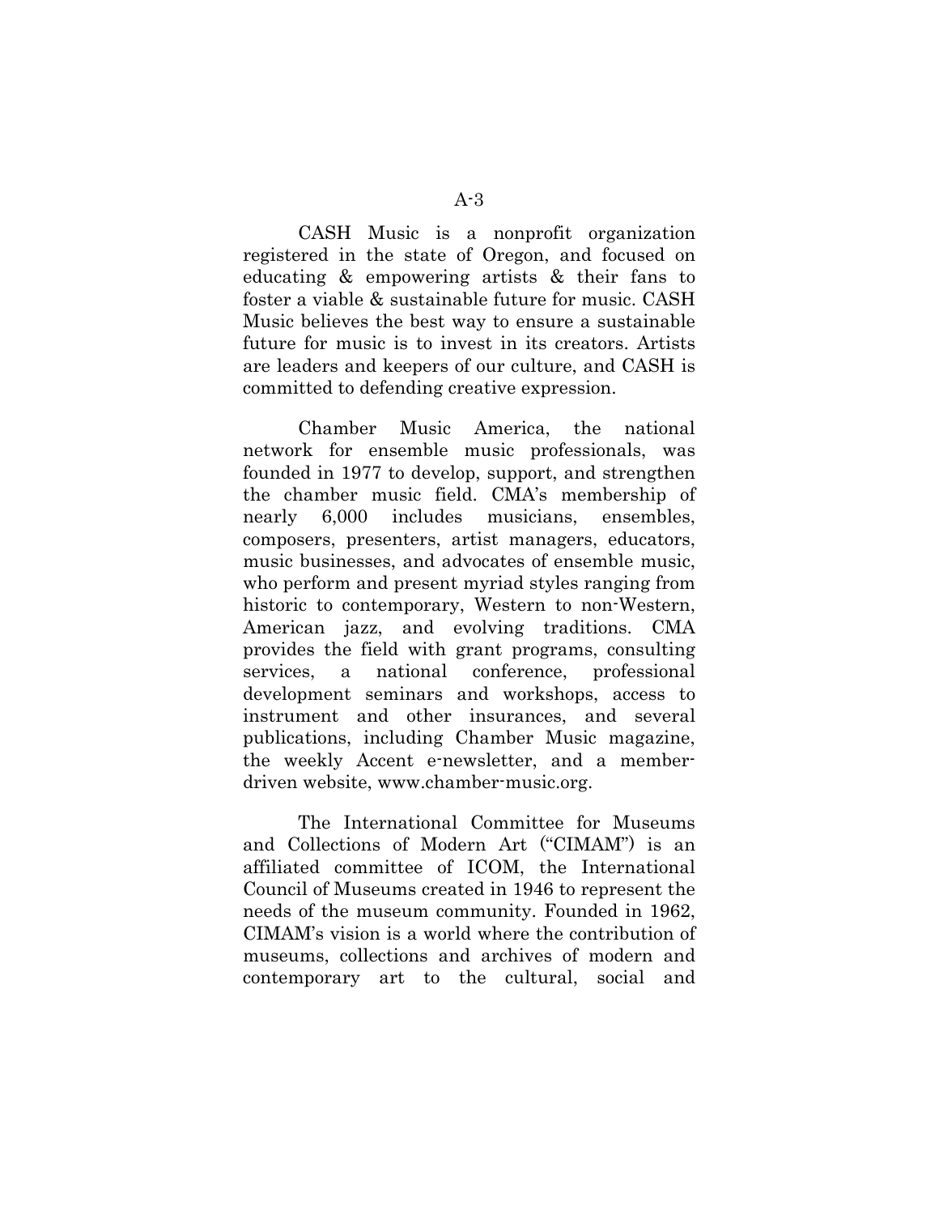CASH Music is a nonprofit organization registered in the state of Oregon, and focused on educating & empowering artists & their fans to foster a viable & sustainable future for music. CASH Music believes the best way to ensure a sustainable future for music is to invest in its creators. Artists are leaders and keepers of our culture, and CASH is committed to defending creative expression.

Chamber Music America, the national network for ensemble music professionals, was founded in 1977 to develop, support, and strengthen the chamber music field. CMA's membership of nearly 6,000 includes musicians, ensembles, composers, presenters, artist managers, educators, music businesses, and advocates of ensemble music, who perform and present myriad styles ranging from historic to contemporary, Western to non-Western, American jazz, and evolving traditions. CMA provides the field with grant programs, consulting services, a national conference, professional development seminars and workshops, access to instrument and other insurances, and several publications, including Chamber Music magazine, the weekly Accent e-newsletter, and a member-driven website, www.chamber-music.org.

The International Committee for Museums and Collections of Modern Art ("CIMAM") is an affiliated committee of ICOM, the International Council of Museums created in 1946 to represent the needs of the museum community. Founded in 1962, CIMAM's vision is a world where the contribution of museums, collections and archives of modern and contemporary art to the cultural, social and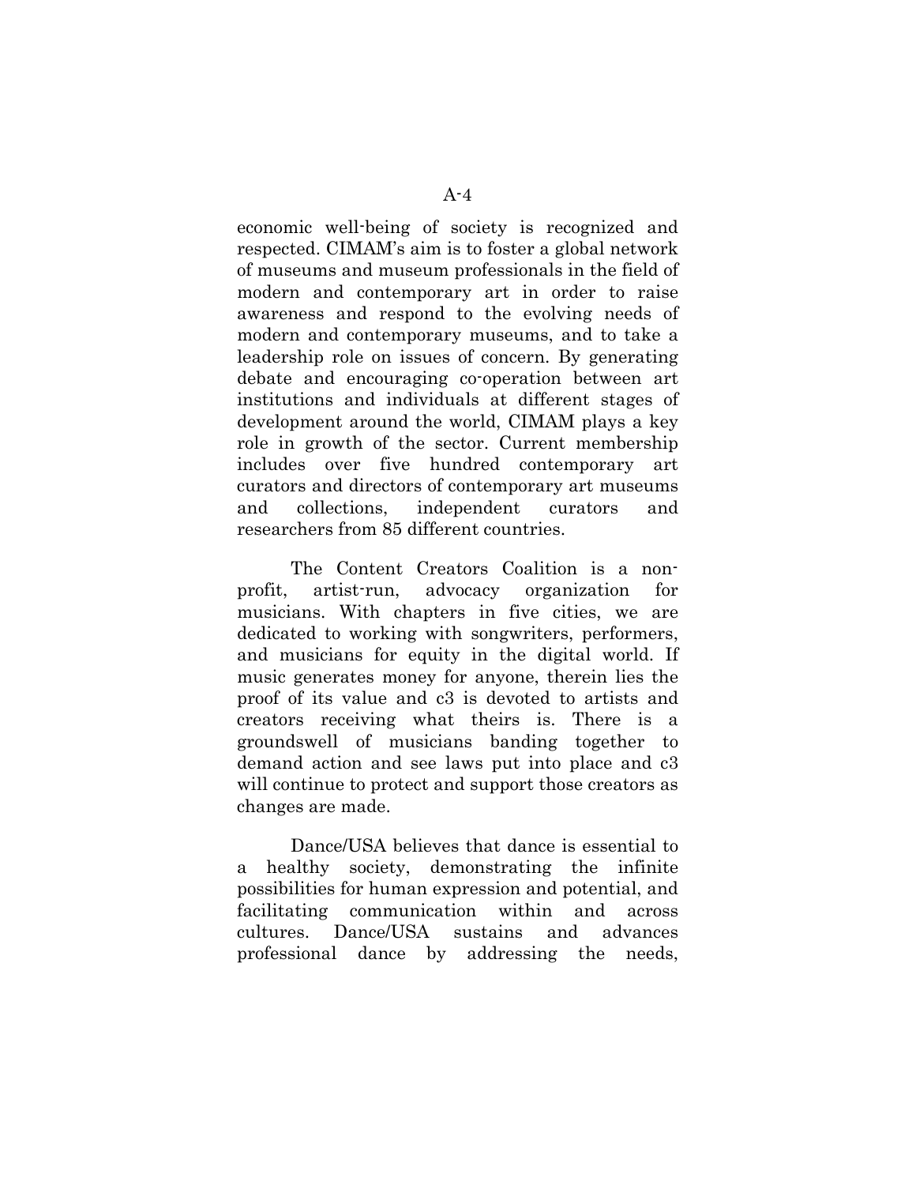economic well-being of society is recognized and respected. CIMAM's aim is to foster a global network of museums and museum professionals in the field of modern and contemporary art in order to raise awareness and respond to the evolving needs of modern and contemporary museums, and to take a leadership role on issues of concern. By generating debate and encouraging co-operation between art institutions and individuals at different stages of development around the world, CIMAM plays a key role in growth of the sector. Current membership includes over five hundred contemporary art curators and directors of contemporary art museums and collections, independent curators and researchers from 85 different countries.

The Content Creators Coalition is a non-profit, artist-run, advocacy organization for musicians. With chapters in five cities, we are dedicated to working with songwriters, performers, and musicians for equity in the digital world. If music generates money for anyone, therein lies the proof of its value and c3 is devoted to artists and creators receiving what theirs is. There is a groundswell of musicians banding together to demand action and see laws put into place and c3 will continue to protect and support those creators as changes are made.

Dance/USA believes that dance is essential to a healthy society, demonstrating the infinite possibilities for human expression and potential, and facilitating communication within and across cultures. Dance/USA sustains and advances professional dance by addressing the needs,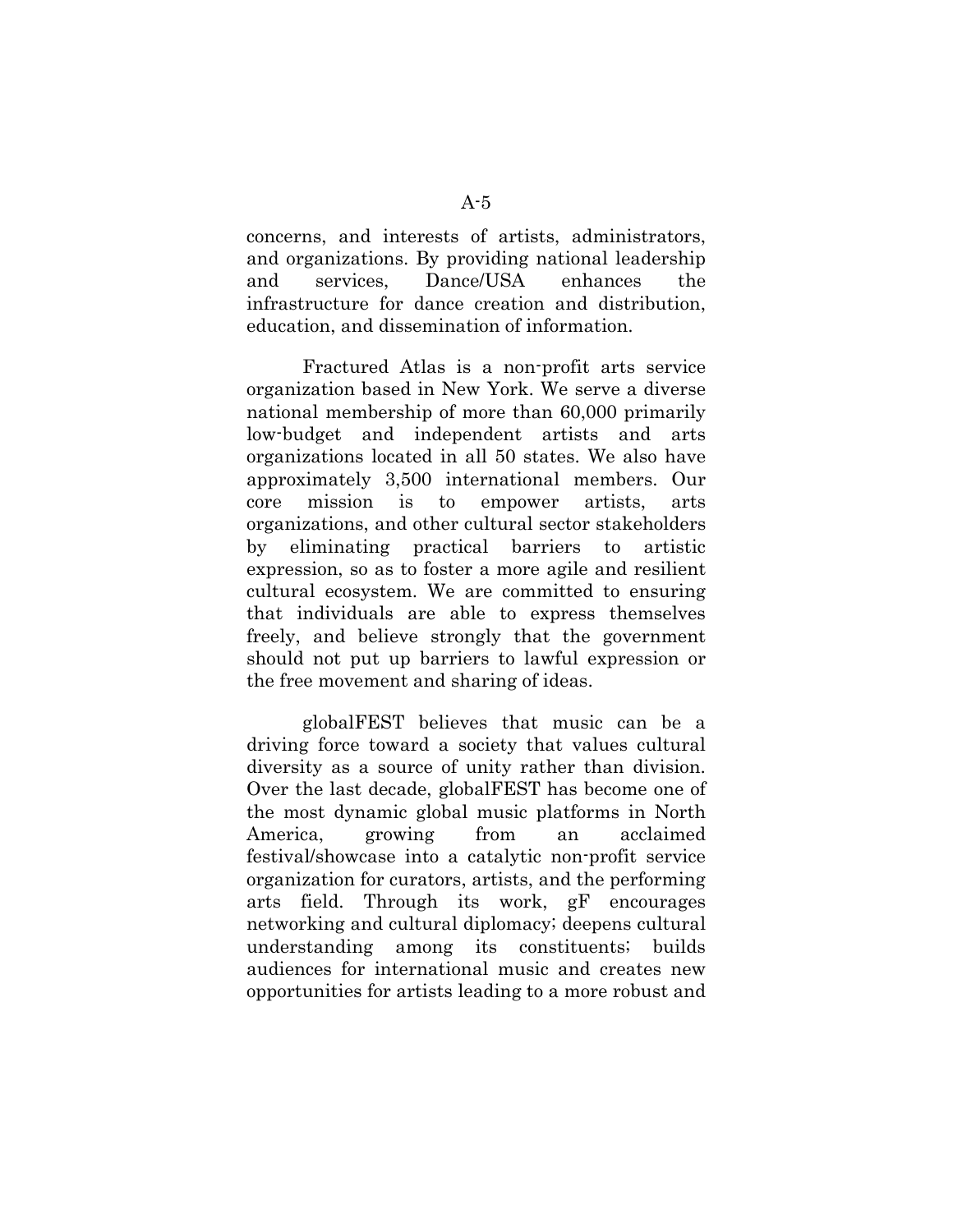concerns, and interests of artists, administrators, and organizations. By providing national leadership and services, Dance/USA enhances the infrastructure for dance creation and distribution, education, and dissemination of information.

Fractured Atlas is a non-profit arts service organization based in New York. We serve a diverse national membership of more than 60,000 primarily low-budget and independent artists and arts organizations located in all 50 states. We also have approximately 3,500 international members. Our core mission is to empower artists, arts organizations, and other cultural sector stakeholders by eliminating practical barriers to artistic expression, so as to foster a more agile and resilient cultural ecosystem. We are committed to ensuring that individuals are able to express themselves freely, and believe strongly that the government should not put up barriers to lawful expression or the free movement and sharing of ideas.

globalFEST believes that music can be a driving force toward a society that values cultural diversity as a source of unity rather than division. Over the last decade, globalFEST has become one of the most dynamic global music platforms in North America, growing from an acclaimed festival/showcase into a catalytic non-profit service organization for curators, artists, and the performing arts field. Through its work, gF encourages networking and cultural diplomacy; deepens cultural understanding among its constituents; builds audiences for international music and creates new opportunities for artists leading to a more robust and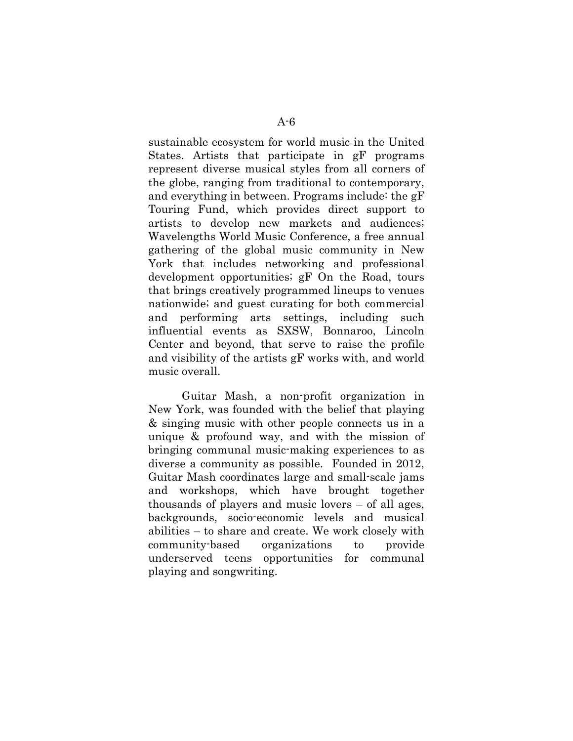sustainable ecosystem for world music in the United States. Artists that participate in gF programs represent diverse musical styles from all corners of the globe, ranging from traditional to contemporary, and everything in between. Programs include: the gF Touring Fund, which provides direct support to artists to develop new markets and audiences; Wavelengths World Music Conference, a free annual gathering of the global music community in New York that includes networking and professional development opportunities; gF On the Road, tours that brings creatively programmed lineups to venues nationwide; and guest curating for both commercial and performing arts settings, including such influential events as SXSW, Bonnaroo, Lincoln Center and beyond, that serve to raise the profile and visibility of the artists gF works with, and world music overall.

Guitar Mash, a non-profit organization in New York, was founded with the belief that playing & singing music with other people connects us in a unique & profound way, and with the mission of bringing communal music-making experiences to as diverse a community as possible. Founded in 2012, Guitar Mash coordinates large and small-scale jams and workshops, which have brought together thousands of players and music lovers – of all ages, backgrounds, socio-economic levels and musical abilities – to share and create. We work closely with community-based organizations to provide underserved teens opportunities for communal playing and songwriting.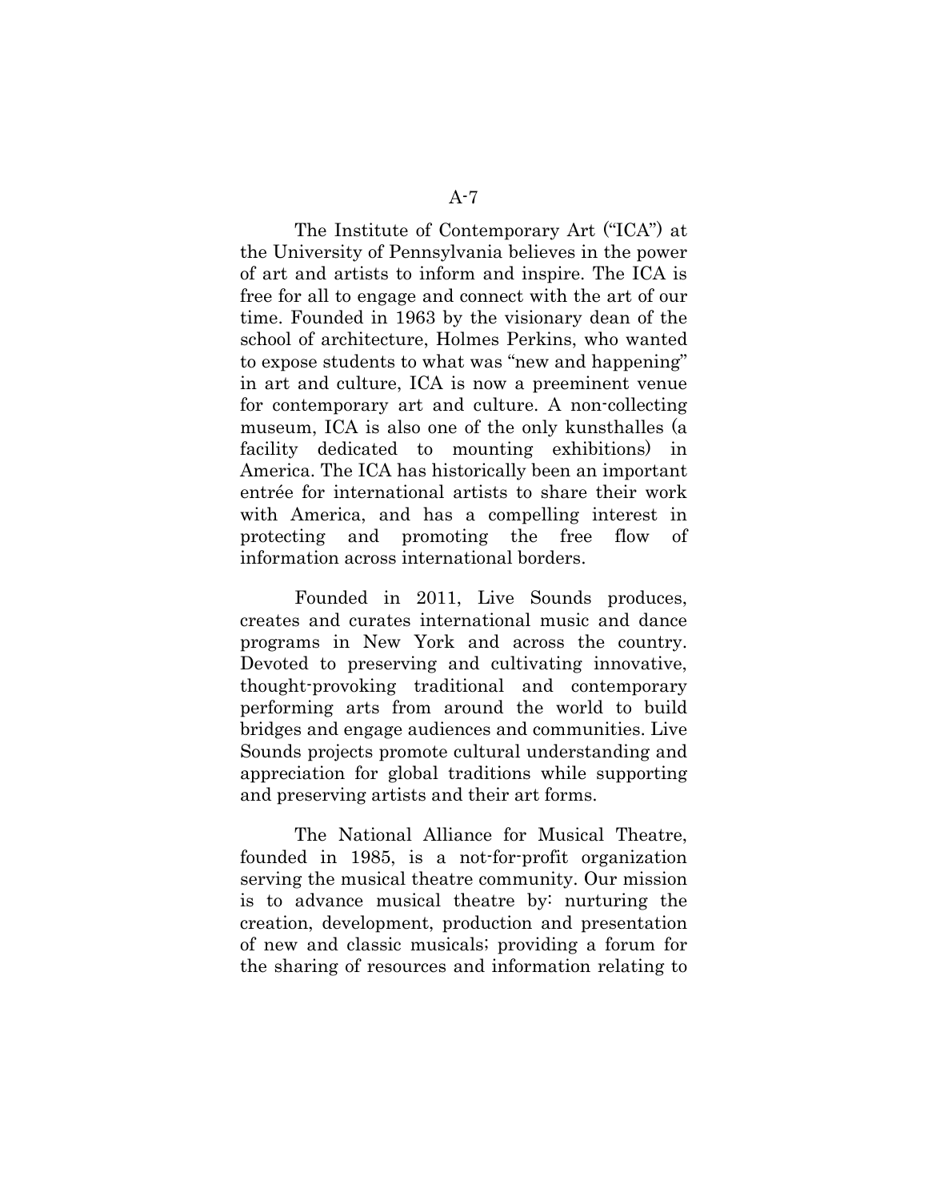The Institute of Contemporary Art ("ICA") at the University of Pennsylvania believes in the power of art and artists to inform and inspire. The ICA is free for all to engage and connect with the art of our time. Founded in 1963 by the visionary dean of the school of architecture, Holmes Perkins, who wanted to expose students to what was "new and happening" in art and culture, ICA is now a preeminent venue for contemporary art and culture. A non-collecting museum, ICA is also one of the only kunsthalles (a facility dedicated to mounting exhibitions) in America. The ICA has historically been an important entrée for international artists to share their work with America, and has a compelling interest in protecting and promoting the free flow of information across international borders.

Founded in 2011, Live Sounds produces, creates and curates international music and dance programs in New York and across the country. Devoted to preserving and cultivating innovative, thought-provoking traditional and contemporary performing arts from around the world to build bridges and engage audiences and communities. Live Sounds projects promote cultural understanding and appreciation for global traditions while supporting and preserving artists and their art forms.

The National Alliance for Musical Theatre, founded in 1985, is a not-for-profit organization serving the musical theatre community. Our mission is to advance musical theatre by: nurturing the creation, development, production and presentation of new and classic musicals; providing a forum for the sharing of resources and information relating to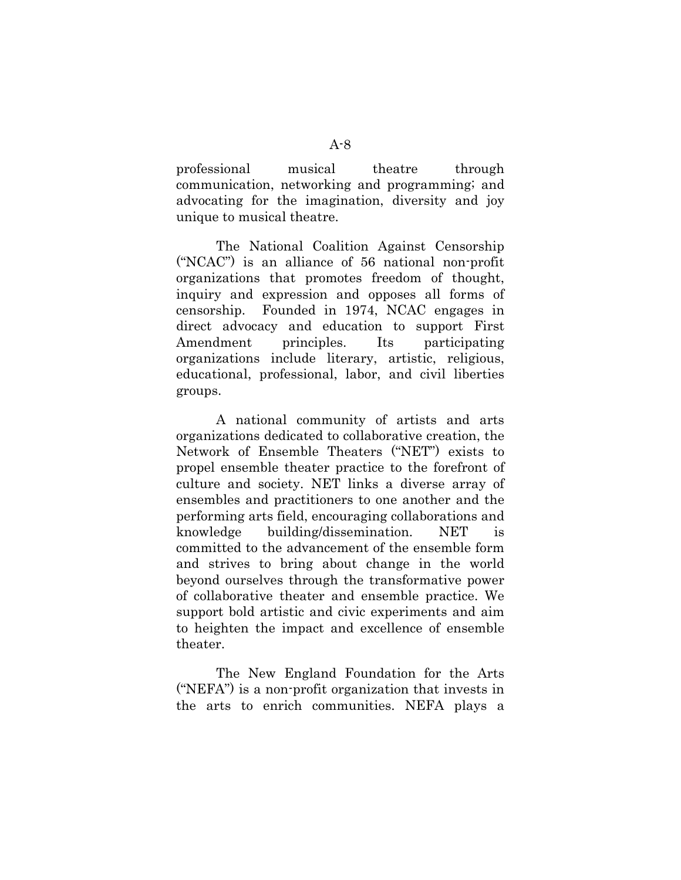professional musical theatre through communication, networking and programming; and advocating for the imagination, diversity and joy unique to musical theatre.

The National Coalition Against Censorship ("NCAC") is an alliance of 56 national non-profit organizations that promotes freedom of thought, inquiry and expression and opposes all forms of censorship. Founded in 1974, NCAC engages in direct advocacy and education to support First Amendment principles. Its participating organizations include literary, artistic, religious, educational, professional, labor, and civil liberties groups.

A national community of artists and arts organizations dedicated to collaborative creation, the Network of Ensemble Theaters ("NET") exists to propel ensemble theater practice to the forefront of culture and society. NET links a diverse array of ensembles and practitioners to one another and the performing arts field, encouraging collaborations and knowledge building/dissemination. NET is committed to the advancement of the ensemble form and strives to bring about change in the world beyond ourselves through the transformative power of collaborative theater and ensemble practice. We support bold artistic and civic experiments and aim to heighten the impact and excellence of ensemble theater.

The New England Foundation for the Arts ("NEFA") is a non-profit organization that invests in the arts to enrich communities. NEFA plays a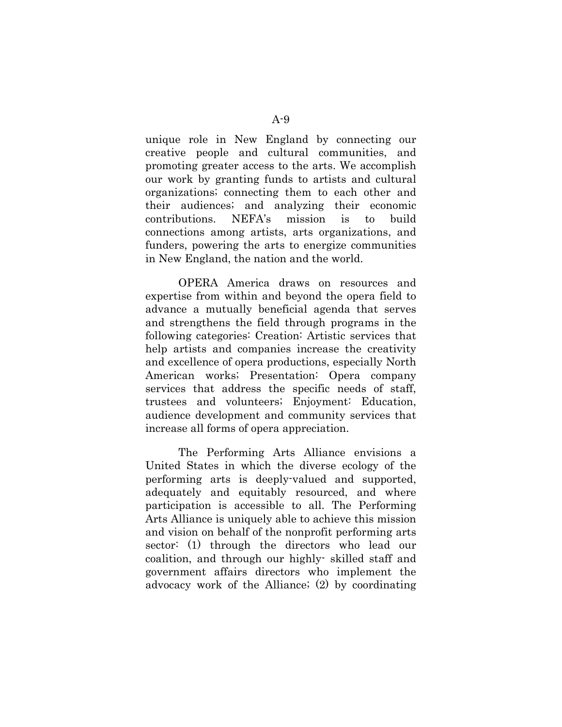unique role in New England by connecting our creative people and cultural communities, and promoting greater access to the arts. We accomplish our work by granting funds to artists and cultural organizations; connecting them to each other and their audiences; and analyzing their economic contributions. NEFA's mission is to build connections among artists, arts organizations, and funders, powering the arts to energize communities in New England, the nation and the world.

OPERA America draws on resources and expertise from within and beyond the opera field to advance a mutually beneficial agenda that serves and strengthens the field through programs in the following categories: Creation: Artistic services that help artists and companies increase the creativity and excellence of opera productions, especially North American works; Presentation: Opera company services that address the specific needs of staff, trustees and volunteers; Enjoyment: Education, audience development and community services that increase all forms of opera appreciation.

The Performing Arts Alliance envisions a United States in which the diverse ecology of the performing arts is deeply-valued and supported, adequately and equitably resourced, and where participation is accessible to all. The Performing Arts Alliance is uniquely able to achieve this mission and vision on behalf of the nonprofit performing arts sector: (1) through the directors who lead our coalition, and through our highly- skilled staff and government affairs directors who implement the advocacy work of the Alliance; (2) by coordinating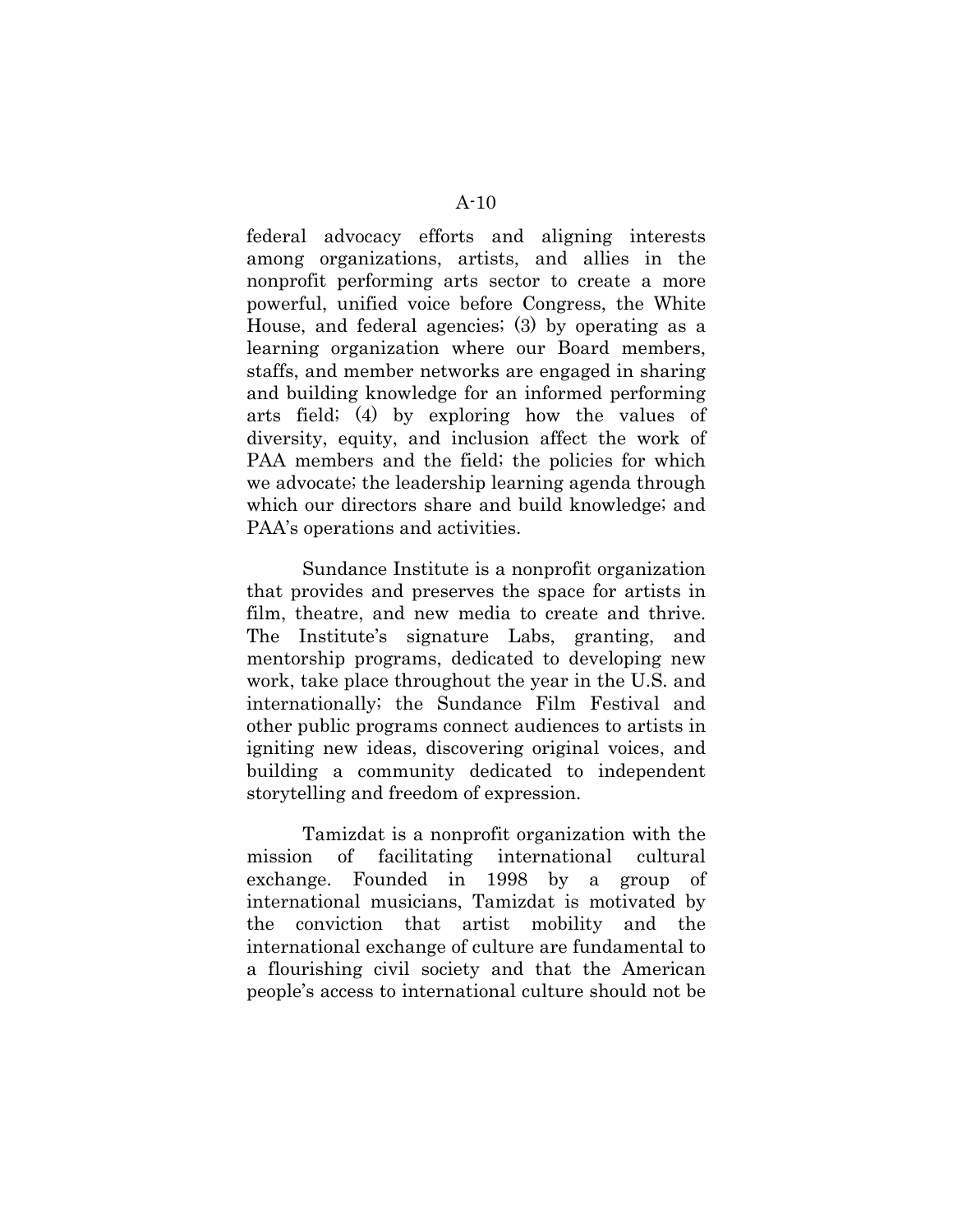federal advocacy efforts and aligning interests among organizations, artists, and allies in the nonprofit performing arts sector to create a more powerful, unified voice before Congress, the White House, and federal agencies; (3) by operating as a learning organization where our Board members, staffs, and member networks are engaged in sharing and building knowledge for an informed performing arts field; (4) by exploring how the values of diversity, equity, and inclusion affect the work of PAA members and the field; the policies for which we advocate; the leadership learning agenda through which our directors share and build knowledge; and PAA's operations and activities.

Sundance Institute is a nonprofit organization that provides and preserves the space for artists in film, theatre, and new media to create and thrive. The Institute's signature Labs, granting, and mentorship programs, dedicated to developing new work, take place throughout the year in the U.S. and internationally; the Sundance Film Festival and other public programs connect audiences to artists in igniting new ideas, discovering original voices, and building a community dedicated to independent storytelling and freedom of expression.

Tamizdat is a nonprofit organization with the mission of facilitating international cultural exchange. Founded in 1998 by a group of international musicians, Tamizdat is motivated by the conviction that artist mobility and the international exchange of culture are fundamental to a flourishing civil society and that the American people's access to international culture should not be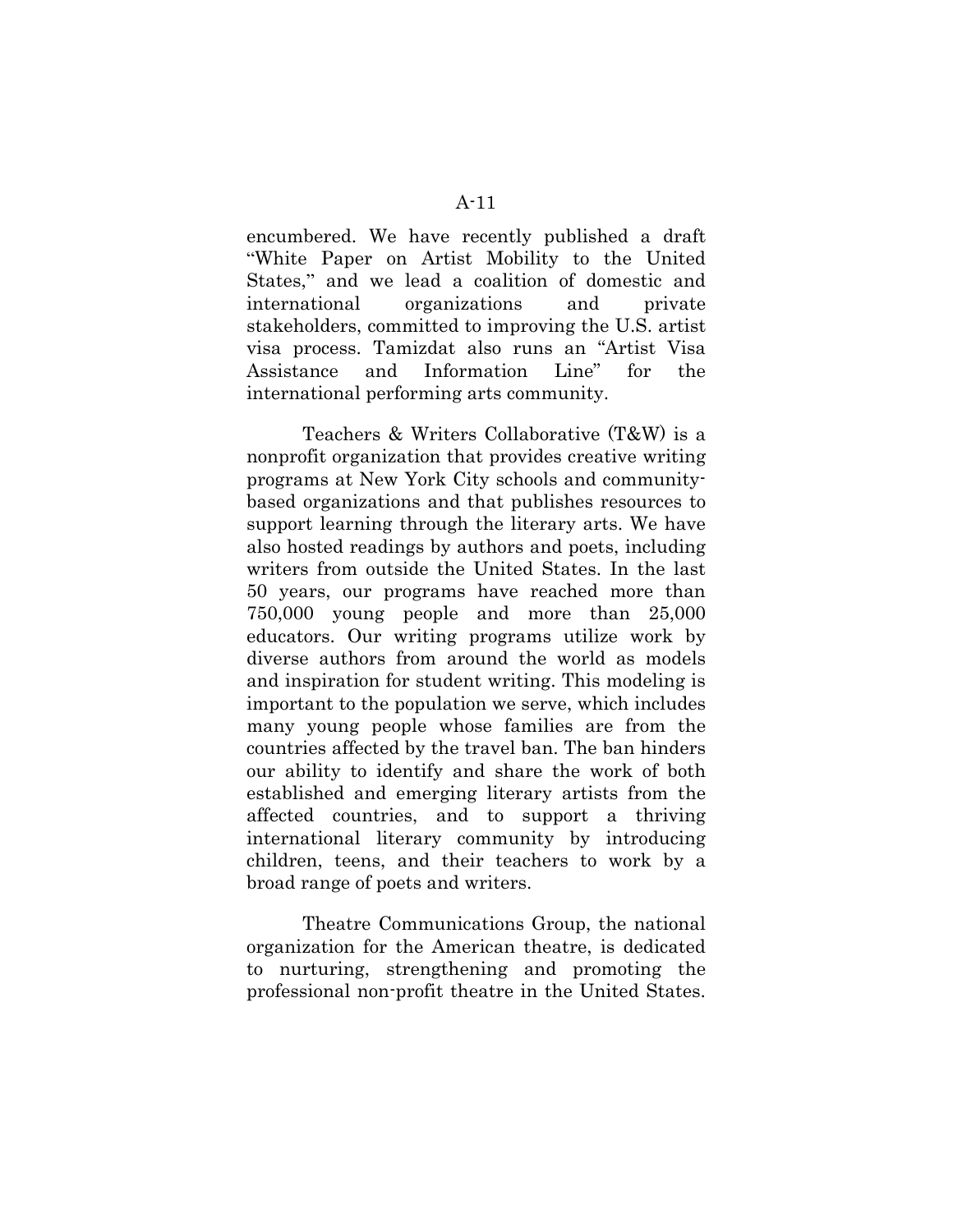encumbered. We have recently published a draft "White Paper on Artist Mobility to the United States," and we lead a coalition of domestic and international organizations and private stakeholders, committed to improving the U.S. artist visa process. Tamizdat also runs an "Artist Visa Assistance and Information Line" for the international performing arts community.

Teachers & Writers Collaborative (T&W) is a nonprofit organization that provides creative writing programs at New York City schools and community-based organizations and that publishes resources to support learning through the literary arts. We have also hosted readings by authors and poets, including writers from outside the United States. In the last 50 years, our programs have reached more than 750,000 young people and more than 25,000 educators. Our writing programs utilize work by diverse authors from around the world as models and inspiration for student writing. This modeling is important to the population we serve, which includes many young people whose families are from the countries affected by the travel ban. The ban hinders our ability to identify and share the work of both established and emerging literary artists from the affected countries, and to support a thriving international literary community by introducing children, teens, and their teachers to work by a broad range of poets and writers.

Theatre Communications Group, the national organization for the American theatre, is dedicated to nurturing, strengthening and promoting the professional non-profit theatre in the United States.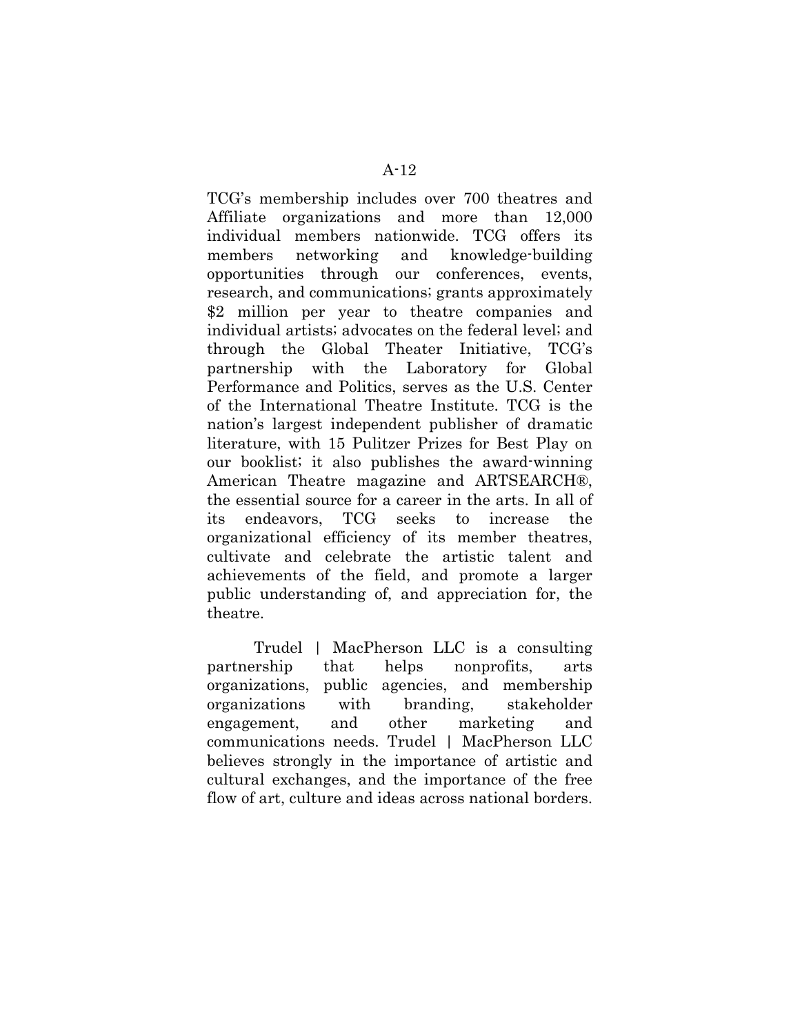TCG's membership includes over 700 theatres and Affiliate organizations and more than 12,000 individual members nationwide. TCG offers its members networking and knowledge-building opportunities through our conferences, events, research, and communications; grants approximately $2 million per year to theatre companies and individual artists; advocates on the federal level; and through the Global Theater Initiative, TCG's partnership with the Laboratory for Global Performance and Politics, serves as the U.S. Center of the International Theatre Institute. TCG is the nation's largest independent publisher of dramatic literature, with 15 Pulitzer Prizes for Best Play on our booklist; it also publishes the award-winning American Theatre magazine and ARTSEARCH®, the essential source for a career in the arts. In all of its endeavors, TCG seeks to increase the organizational efficiency of its member theatres, cultivate and celebrate the artistic talent and achievements of the field, and promote a larger public understanding of, and appreciation for, the theatre.

Trudel | MacPherson LLC is a consulting partnership that helps nonprofits, arts organizations, public agencies, and membership organizations with branding, stakeholder engagement, and other marketing and communications needs. Trudel | MacPherson LLC believes strongly in the importance of artistic and cultural exchanges, and the importance of the free flow of art, culture and ideas across national borders.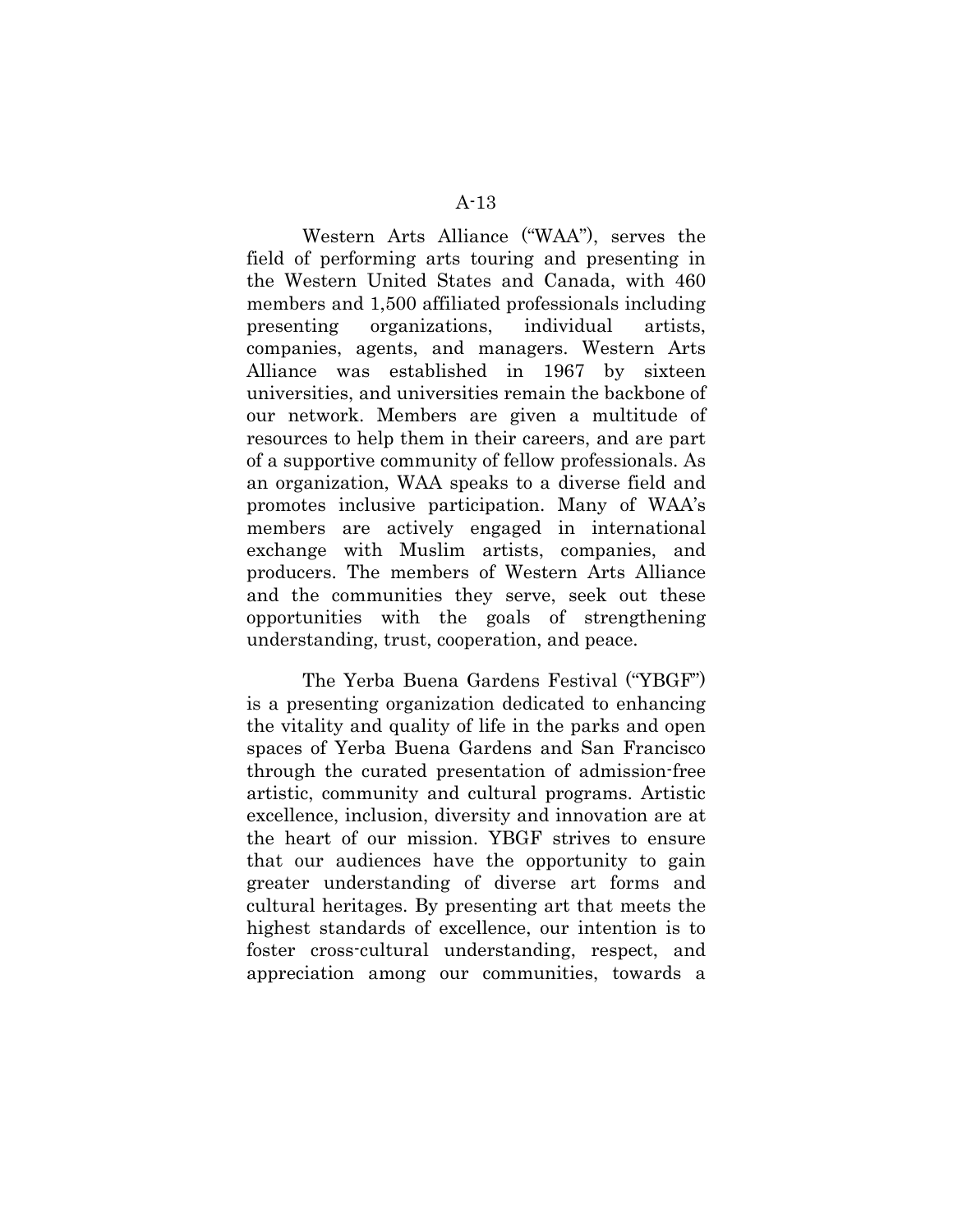Western Arts Alliance ("WAA"), serves the field of performing arts touring and presenting in the Western United States and Canada, with 460 members and 1,500 affiliated professionals including presenting organizations, individual artists, companies, agents, and managers. Western Arts Alliance was established in 1967 by sixteen universities, and universities remain the backbone of our network. Members are given a multitude of resources to help them in their careers, and are part of a supportive community of fellow professionals. As an organization, WAA speaks to a diverse field and promotes inclusive participation. Many of WAA's members are actively engaged in international exchange with Muslim artists, companies, and producers. The members of Western Arts Alliance and the communities they serve, seek out these opportunities with the goals of strengthening understanding, trust, cooperation, and peace.

The Yerba Buena Gardens Festival ("YBGF") is a presenting organization dedicated to enhancing the vitality and quality of life in the parks and open spaces of Yerba Buena Gardens and San Francisco through the curated presentation of admission-free artistic, community and cultural programs. Artistic excellence, inclusion, diversity and innovation are at the heart of our mission. YBGF strives to ensure that our audiences have the opportunity to gain greater understanding of diverse art forms and cultural heritages. By presenting art that meets the highest standards of excellence, our intention is to foster cross-cultural understanding, respect, and appreciation among our communities, towards a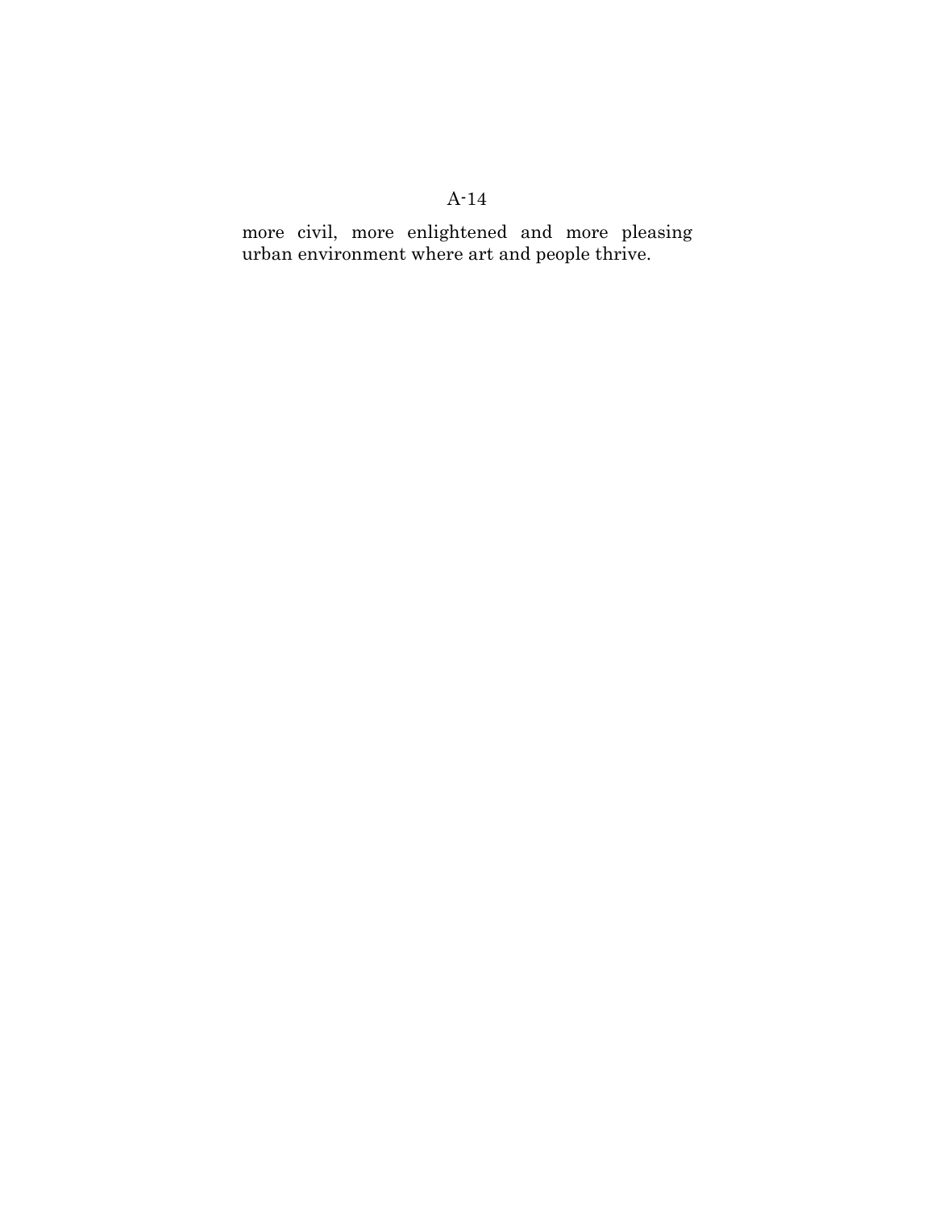more civil, more enlightened and more pleasing urban environment where art and people thrive.